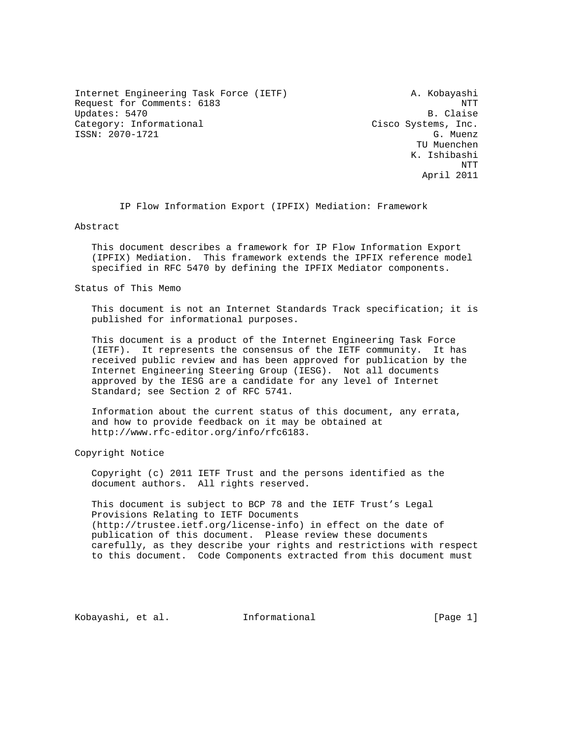Internet Engineering Task Force (IETF)                       A. Kobayashi
Request for Comments: 6183                                            NTT
Updates: 5470                                                   B. Claise
Category: Informational                               Cisco Systems, Inc.
ISSN: 2070-1721                                                  G. Muenz
                                                              TU Muenchen
                                                             K. Ishibashi
                                                                      NTT
                                                               April 2011

# IP Flow Information Export (IPFIX) Mediation: Framework

## Abstract

This document describes a framework for IP Flow Information Export (IPFIX) Mediation. This framework extends the IPFIX reference model specified in RFC 5470 by defining the IPFIX Mediator components.

## Status of This Memo

This document is not an Internet Standards Track specification; it is published for informational purposes.

This document is a product of the Internet Engineering Task Force (IETF). It represents the consensus of the IETF community. It has received public review and has been approved for publication by the Internet Engineering Steering Group (IESG). Not all documents approved by the IESG are a candidate for any level of Internet Standard; see Section 2 of RFC 5741.

Information about the current status of this document, any errata, and how to provide feedback on it may be obtained at http://www.rfc-editor.org/info/rfc6183.

## Copyright Notice

Copyright (c) 2011 IETF Trust and the persons identified as the document authors. All rights reserved.

This document is subject to BCP 78 and the IETF Trust's Legal Provisions Relating to IETF Documents (http://trustee.ietf.org/license-info) in effect on the date of publication of this document. Please review these documents carefully, as they describe your rights and restrictions with respect to this document. Code Components extracted from this document must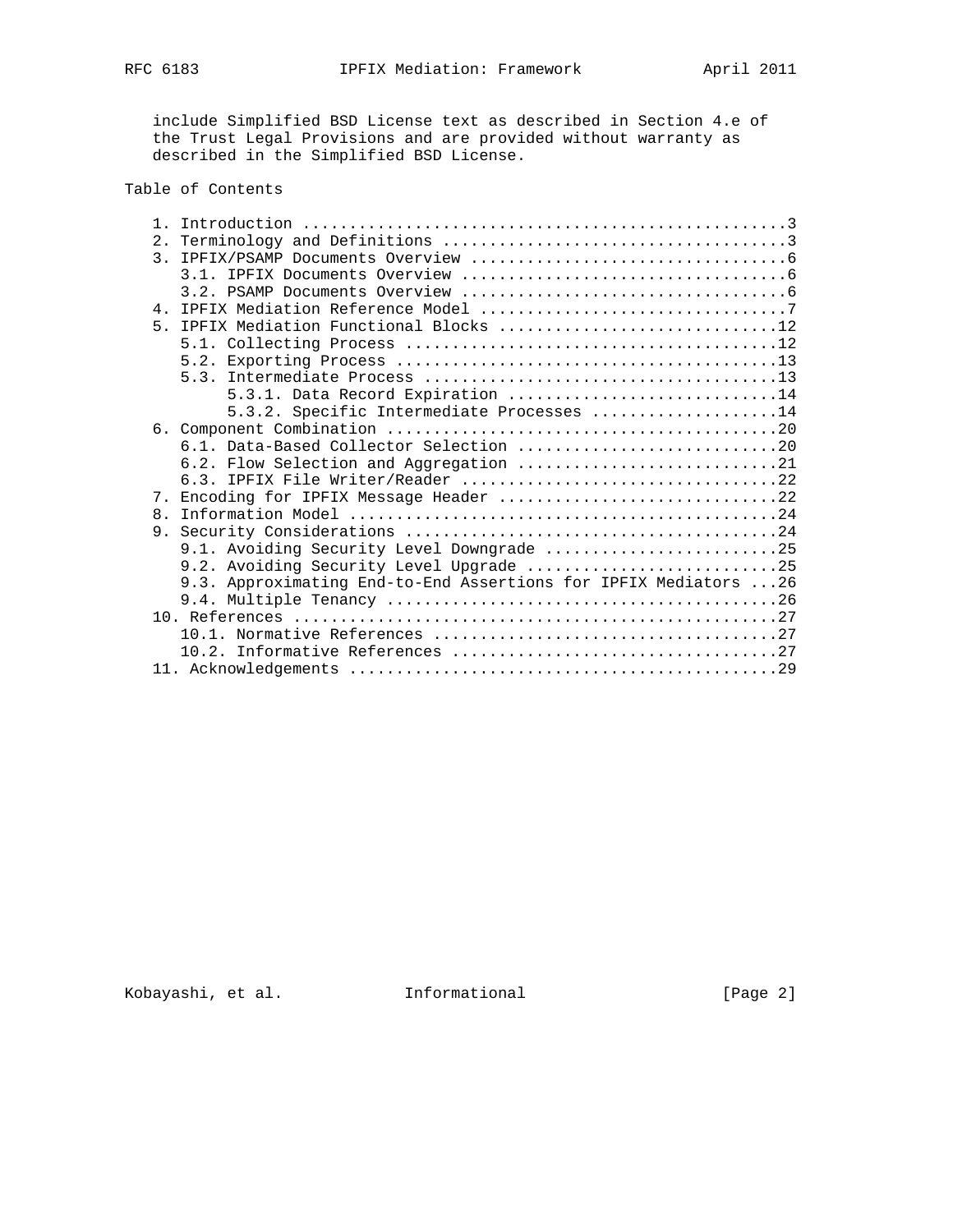include Simplified BSD License text as described in Section 4.e of the Trust Legal Provisions and are provided without warranty as described in the Simplified BSD License.

## Table of Contents

```
   1. Introduction ....................................................3
   2. Terminology and Definitions .....................................3
   3. IPFIX/PSAMP Documents Overview ..................................6
      3.1. IPFIX Documents Overview ...................................6
      3.2. PSAMP Documents Overview ...................................6
   4. IPFIX Mediation Reference Model .................................7
   5. IPFIX Mediation Functional Blocks ..............................12
      5.1. Collecting Process ........................................12
      5.2. Exporting Process .........................................13
      5.3. Intermediate Process ......................................13
           5.3.1. Data Record Expiration .............................14
           5.3.2. Specific Intermediate Processes ....................14
   6. Component Combination ..........................................20
      6.1. Data-Based Collector Selection ............................20
      6.2. Flow Selection and Aggregation ............................21
      6.3. IPFIX File Writer/Reader ..................................22
   7. Encoding for IPFIX Message Header ..............................22
   8. Information Model ..............................................24
   9. Security Considerations ........................................24
      9.1. Avoiding Security Level Downgrade .........................25
      9.2. Avoiding Security Level Upgrade ...........................25
      9.3. Approximating End-to-End Assertions for IPFIX Mediators ...26
      9.4. Multiple Tenancy ..........................................26
   10. References ....................................................27
      10.1. Normative References .....................................27
      10.2. Informative References ...................................27
   11. Acknowledgements ..............................................29
```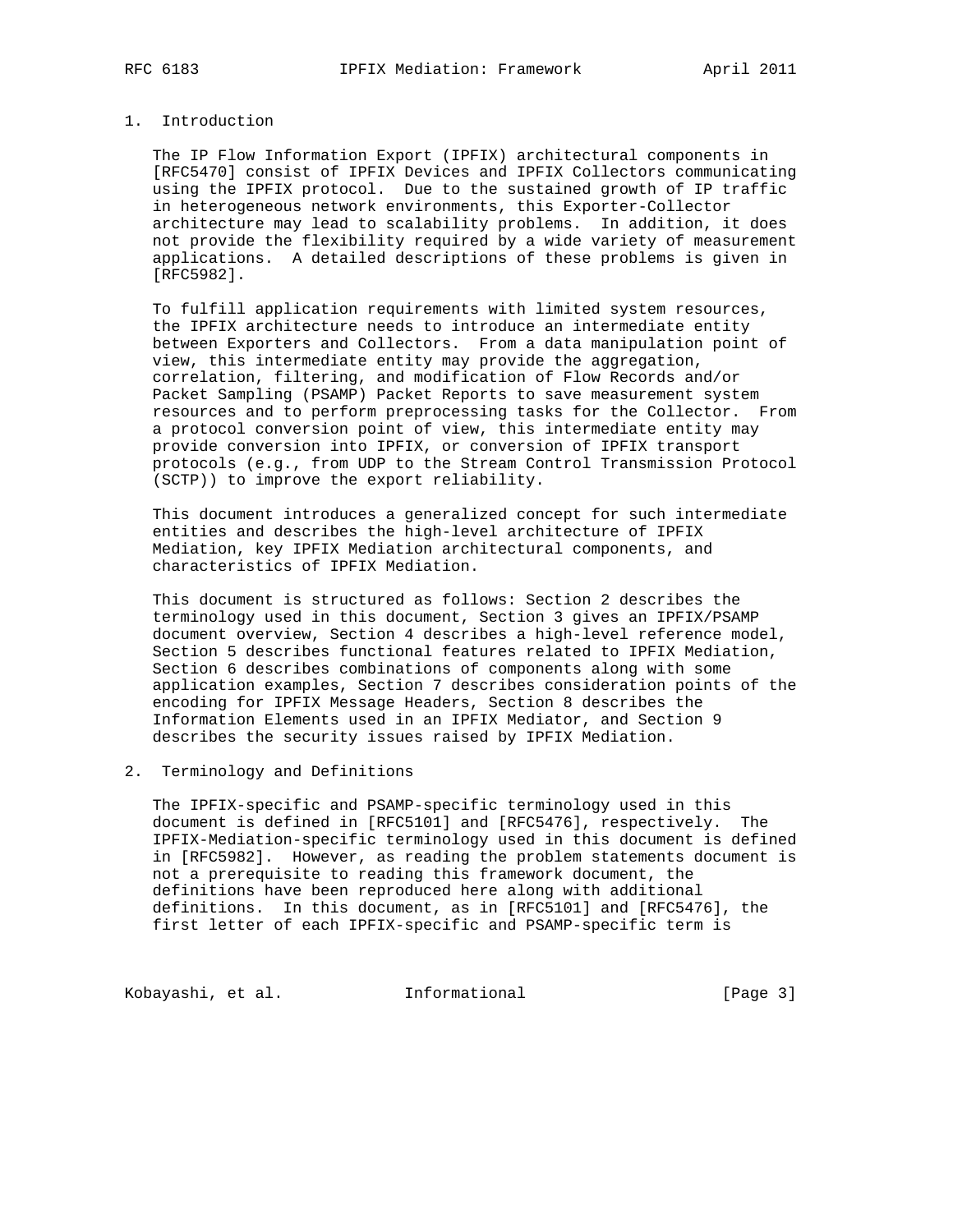## 1. Introduction

The IP Flow Information Export (IPFIX) architectural components in [RFC5470] consist of IPFIX Devices and IPFIX Collectors communicating using the IPFIX protocol. Due to the sustained growth of IP traffic in heterogeneous network environments, this Exporter-Collector architecture may lead to scalability problems. In addition, it does not provide the flexibility required by a wide variety of measurement applications. A detailed descriptions of these problems is given in [RFC5982].

To fulfill application requirements with limited system resources, the IPFIX architecture needs to introduce an intermediate entity between Exporters and Collectors. From a data manipulation point of view, this intermediate entity may provide the aggregation, correlation, filtering, and modification of Flow Records and/or Packet Sampling (PSAMP) Packet Reports to save measurement system resources and to perform preprocessing tasks for the Collector. From a protocol conversion point of view, this intermediate entity may provide conversion into IPFIX, or conversion of IPFIX transport protocols (e.g., from UDP to the Stream Control Transmission Protocol (SCTP)) to improve the export reliability.

This document introduces a generalized concept for such intermediate entities and describes the high-level architecture of IPFIX Mediation, key IPFIX Mediation architectural components, and characteristics of IPFIX Mediation.

This document is structured as follows: Section 2 describes the terminology used in this document, Section 3 gives an IPFIX/PSAMP document overview, Section 4 describes a high-level reference model, Section 5 describes functional features related to IPFIX Mediation, Section 6 describes combinations of components along with some application examples, Section 7 describes consideration points of the encoding for IPFIX Message Headers, Section 8 describes the Information Elements used in an IPFIX Mediator, and Section 9 describes the security issues raised by IPFIX Mediation.

## 2. Terminology and Definitions

The IPFIX-specific and PSAMP-specific terminology used in this document is defined in [RFC5101] and [RFC5476], respectively. The IPFIX-Mediation-specific terminology used in this document is defined in [RFC5982]. However, as reading the problem statements document is not a prerequisite to reading this framework document, the definitions have been reproduced here along with additional definitions. In this document, as in [RFC5101] and [RFC5476], the first letter of each IPFIX-specific and PSAMP-specific term is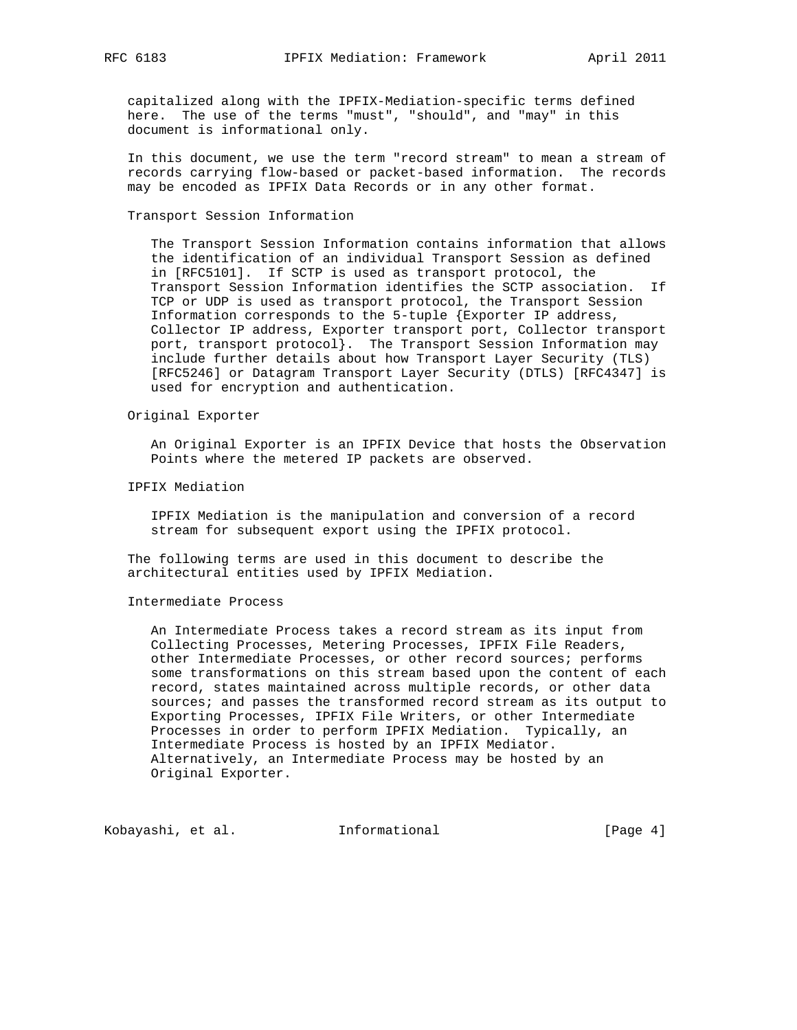capitalized along with the IPFIX-Mediation-specific terms defined here. The use of the terms "must", "should", and "may" in this document is informational only.

In this document, we use the term "record stream" to mean a stream of records carrying flow-based or packet-based information. The records may be encoded as IPFIX Data Records or in any other format.

Transport Session Information

The Transport Session Information contains information that allows the identification of an individual Transport Session as defined in [RFC5101]. If SCTP is used as transport protocol, the Transport Session Information identifies the SCTP association. If TCP or UDP is used as transport protocol, the Transport Session Information corresponds to the 5-tuple {Exporter IP address, Collector IP address, Exporter transport port, Collector transport port, transport protocol}. The Transport Session Information may include further details about how Transport Layer Security (TLS) [RFC5246] or Datagram Transport Layer Security (DTLS) [RFC4347] is used for encryption and authentication.

Original Exporter

An Original Exporter is an IPFIX Device that hosts the Observation Points where the metered IP packets are observed.

IPFIX Mediation

IPFIX Mediation is the manipulation and conversion of a record stream for subsequent export using the IPFIX protocol.

The following terms are used in this document to describe the architectural entities used by IPFIX Mediation.

Intermediate Process

An Intermediate Process takes a record stream as its input from Collecting Processes, Metering Processes, IPFIX File Readers, other Intermediate Processes, or other record sources; performs some transformations on this stream based upon the content of each record, states maintained across multiple records, or other data sources; and passes the transformed record stream as its output to Exporting Processes, IPFIX File Writers, or other Intermediate Processes in order to perform IPFIX Mediation. Typically, an Intermediate Process is hosted by an IPFIX Mediator. Alternatively, an Intermediate Process may be hosted by an Original Exporter.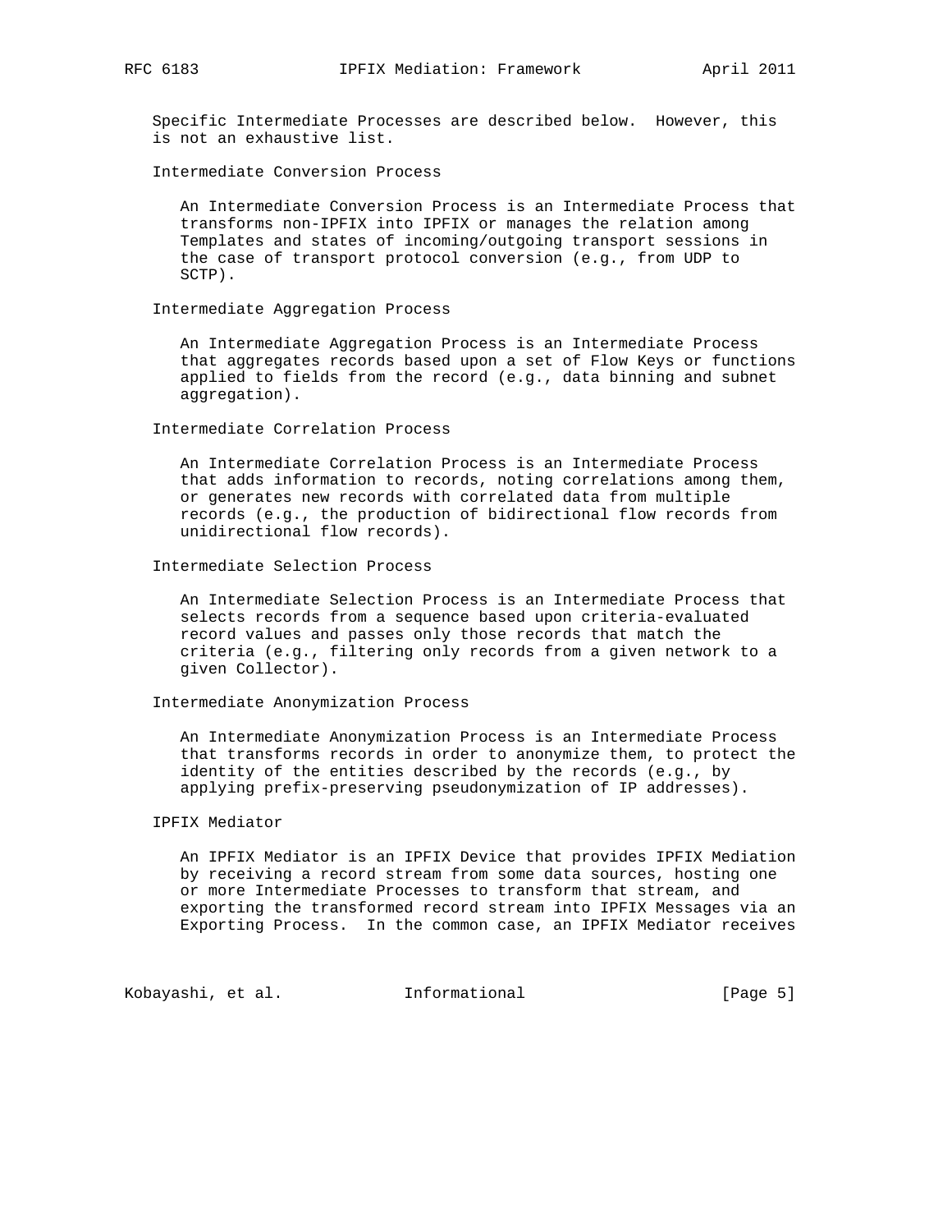Specific Intermediate Processes are described below. However, this is not an exhaustive list.

Intermediate Conversion Process

An Intermediate Conversion Process is an Intermediate Process that transforms non-IPFIX into IPFIX or manages the relation among Templates and states of incoming/outgoing transport sessions in the case of transport protocol conversion (e.g., from UDP to SCTP).

Intermediate Aggregation Process

An Intermediate Aggregation Process is an Intermediate Process that aggregates records based upon a set of Flow Keys or functions applied to fields from the record (e.g., data binning and subnet aggregation).

Intermediate Correlation Process

An Intermediate Correlation Process is an Intermediate Process that adds information to records, noting correlations among them, or generates new records with correlated data from multiple records (e.g., the production of bidirectional flow records from unidirectional flow records).

Intermediate Selection Process

An Intermediate Selection Process is an Intermediate Process that selects records from a sequence based upon criteria-evaluated record values and passes only those records that match the criteria (e.g., filtering only records from a given network to a given Collector).

Intermediate Anonymization Process

An Intermediate Anonymization Process is an Intermediate Process that transforms records in order to anonymize them, to protect the identity of the entities described by the records (e.g., by applying prefix-preserving pseudonymization of IP addresses).

IPFIX Mediator

An IPFIX Mediator is an IPFIX Device that provides IPFIX Mediation by receiving a record stream from some data sources, hosting one or more Intermediate Processes to transform that stream, and exporting the transformed record stream into IPFIX Messages via an Exporting Process. In the common case, an IPFIX Mediator receives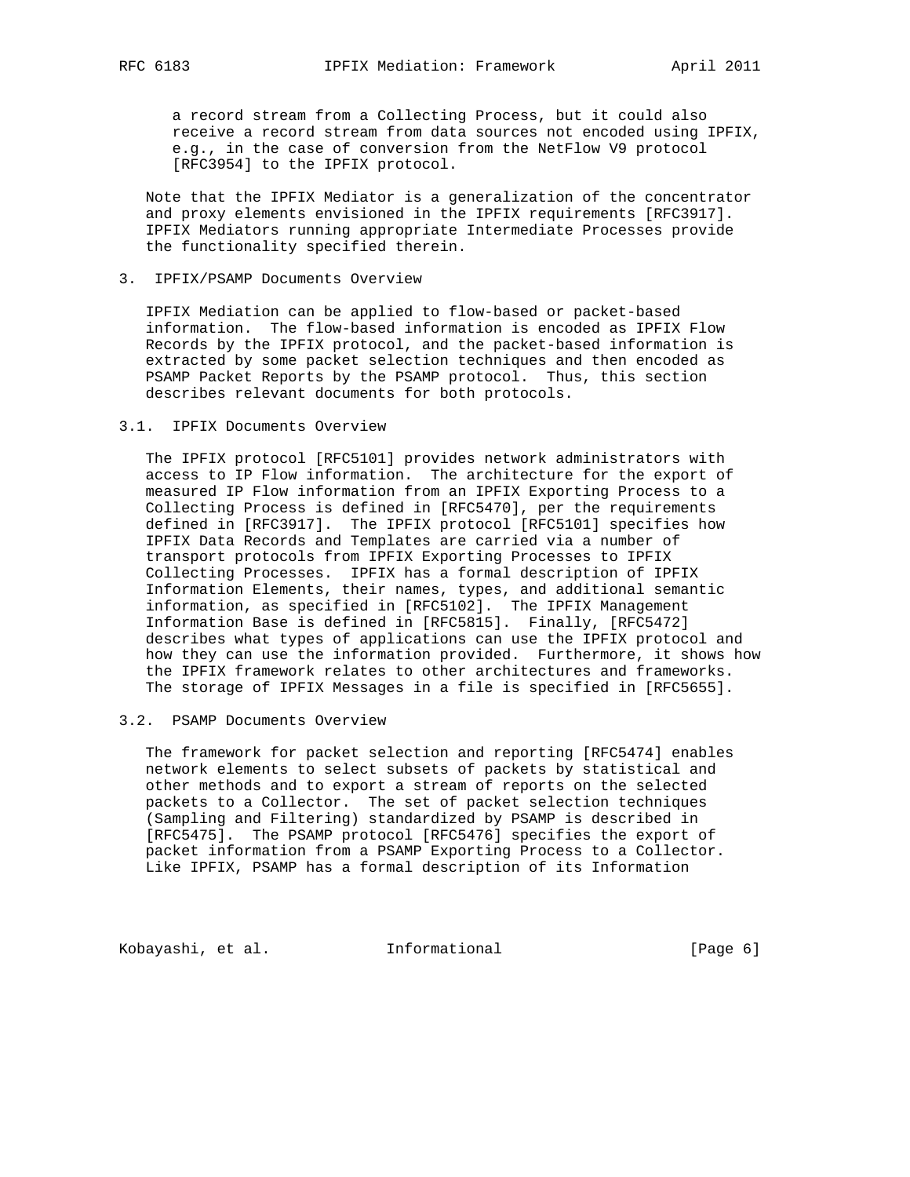a record stream from a Collecting Process, but it could also receive a record stream from data sources not encoded using IPFIX, e.g., in the case of conversion from the NetFlow V9 protocol [RFC3954] to the IPFIX protocol.

Note that the IPFIX Mediator is a generalization of the concentrator and proxy elements envisioned in the IPFIX requirements [RFC3917]. IPFIX Mediators running appropriate Intermediate Processes provide the functionality specified therein.

## 3. IPFIX/PSAMP Documents Overview

IPFIX Mediation can be applied to flow-based or packet-based information. The flow-based information is encoded as IPFIX Flow Records by the IPFIX protocol, and the packet-based information is extracted by some packet selection techniques and then encoded as PSAMP Packet Reports by the PSAMP protocol. Thus, this section describes relevant documents for both protocols.

### 3.1. IPFIX Documents Overview

The IPFIX protocol [RFC5101] provides network administrators with access to IP Flow information. The architecture for the export of measured IP Flow information from an IPFIX Exporting Process to a Collecting Process is defined in [RFC5470], per the requirements defined in [RFC3917]. The IPFIX protocol [RFC5101] specifies how IPFIX Data Records and Templates are carried via a number of transport protocols from IPFIX Exporting Processes to IPFIX Collecting Processes. IPFIX has a formal description of IPFIX Information Elements, their names, types, and additional semantic information, as specified in [RFC5102]. The IPFIX Management Information Base is defined in [RFC5815]. Finally, [RFC5472] describes what types of applications can use the IPFIX protocol and how they can use the information provided. Furthermore, it shows how the IPFIX framework relates to other architectures and frameworks. The storage of IPFIX Messages in a file is specified in [RFC5655].

### 3.2. PSAMP Documents Overview

The framework for packet selection and reporting [RFC5474] enables network elements to select subsets of packets by statistical and other methods and to export a stream of reports on the selected packets to a Collector. The set of packet selection techniques (Sampling and Filtering) standardized by PSAMP is described in [RFC5475]. The PSAMP protocol [RFC5476] specifies the export of packet information from a PSAMP Exporting Process to a Collector. Like IPFIX, PSAMP has a formal description of its Information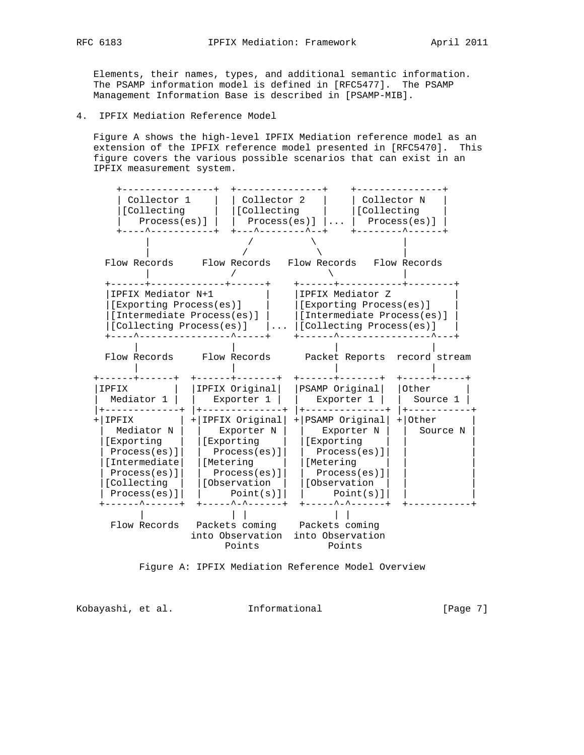Elements, their names, types, and additional semantic information. The PSAMP information model is defined in [RFC5477]. The PSAMP Management Information Base is described in [PSAMP-MIB].

## 4. IPFIX Mediation Reference Model

Figure A shows the high-level IPFIX Mediation reference model as an extension of the IPFIX reference model presented in [RFC5470]. This figure covers the various possible scenarios that can exist in an IPFIX measurement system.

```
     +----------------+  +---------------+    +---------------+
     | Collector 1    |  | Collector 2   |    | Collector N   |
     |[Collecting     |  |[Collecting    |    |[Collecting    |
     |   Process(es)] |  |  Process(es)] |... |  Process(es)] |
     +----^-----------+  +---^--------^--+    +--------^------+
          |                 /          \               |
          |                /            \              |
   Flow Records     Flow Records   Flow Records   Flow Records
          |              /               \             |
   +------+------------+------+     +------+----------+--------+
   |IPFIX Mediator N+1        |     |IPFIX Mediator Z          |
   |[Exporting Process(es)]   |     |[Exporting Process(es)]   |
   |[Intermediate Process(es)] |    |[Intermediate Process(es)] |
   |[Collecting Process(es)]  |...  |[Collecting Process(es)]  |
   +----^----------------^-----+    +------^----------------^---+
        |                |                 |                |
   Flow Records     Flow Records      Packet Reports  record stream
        |                |                 |                |
 +------+------+  +------+-------+  +------+-------+  +-----+-----+
 |IPFIX        |  |IPFIX Original|  |PSAMP Original|  |Other      |
 |  Mediator 1 |  |  Exporter 1  |  |  Exporter 1  |  |  Source 1 |
 |+-------------+ |+--------------+ |+--------------+ |+-----------+
 +|IPFIX        | +|IPFIX Original| +|PSAMP Original| +|Other      |
  |  Mediator N |  |   Exporter N |  |   Exporter N |  |  Source N |
  |[Exporting   |  |[Exporting    |  |[Exporting    |  |           |
  | Process(es)]|  |  Process(es)]|  |  Process(es)]|  |           |
  |[Intermediate|  |[Metering     |  |[Metering     |  |           |
  | Process(es)]|  |  Process(es)]|  |  Process(es)]|  |           |
  |[Collecting  |  |[Observation  |  |[Observation  |  |           |
  | Process(es)]|  |     Point(s)]|  |     Point(s)]|  |           |
  +------^------+  +-----^-^------+  +-----^-^------+  +-----------+
         |               | |               | |
    Flow Records   Packets coming    Packets coming
                  into Observation  into Observation
                       Points           Points
```

Figure A: IPFIX Mediation Reference Model Overview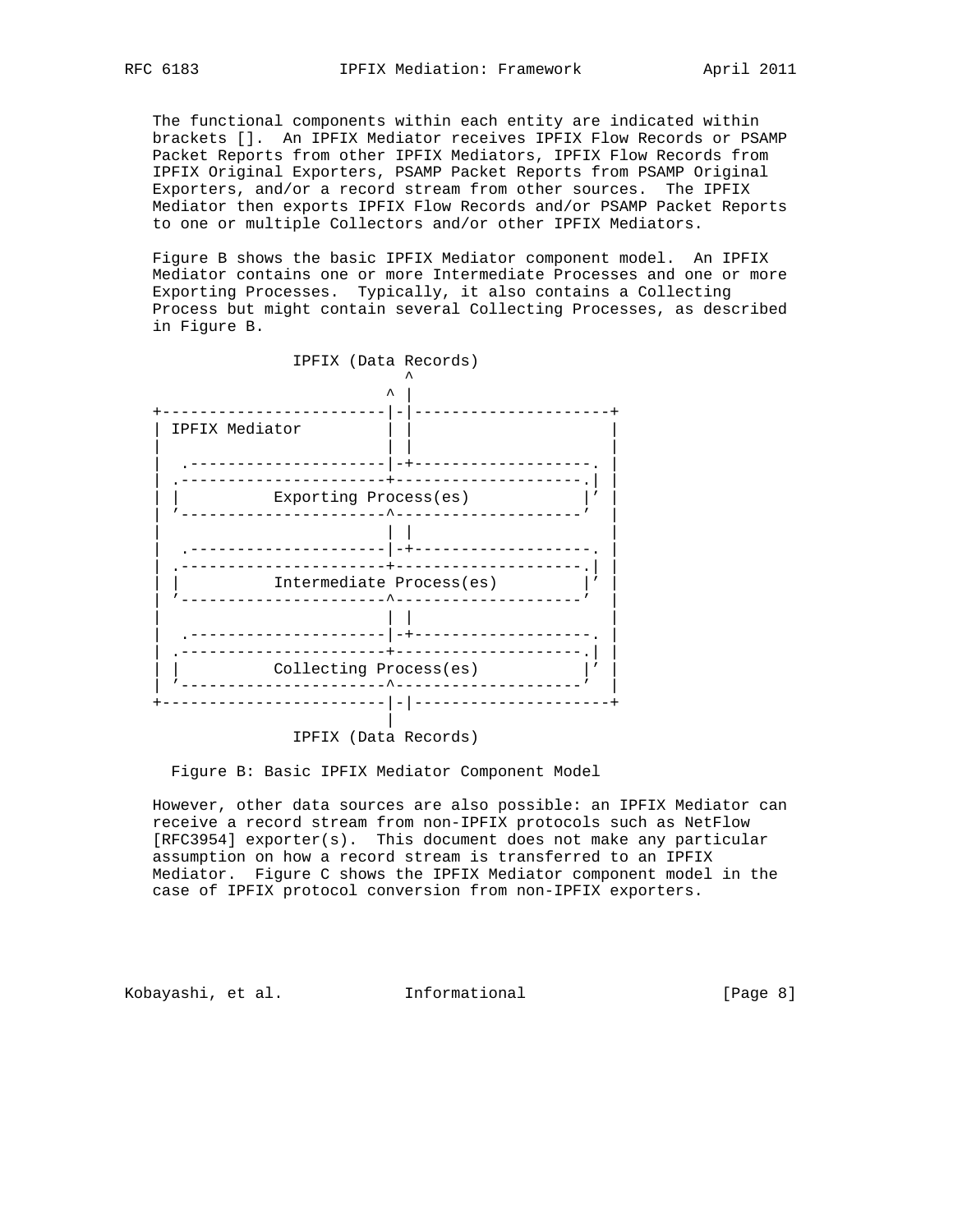The functional components within each entity are indicated within brackets []. An IPFIX Mediator receives IPFIX Flow Records or PSAMP Packet Reports from other IPFIX Mediators, IPFIX Flow Records from IPFIX Original Exporters, PSAMP Packet Reports from PSAMP Original Exporters, and/or a record stream from other sources. The IPFIX Mediator then exports IPFIX Flow Records and/or PSAMP Packet Reports to one or multiple Collectors and/or other IPFIX Mediators.

Figure B shows the basic IPFIX Mediator component model. An IPFIX Mediator contains one or more Intermediate Processes and one or more Exporting Processes. Typically, it also contains a Collecting Process but might contain several Collecting Processes, as described in Figure B.

```
               IPFIX (Data Records)
                          ^
                        ^ |
+-----------------------|-|---------------------+
| IPFIX Mediator        | |                     |
|                       | |                     |
|  .--------------------|-+-------------------. |
| .---------------------+--------------------.| |
| |          Exporting Process(es)           |' |
| '---------------------^--------------------'  |
|                       | |                     |
|  .--------------------|-+-------------------. |
| .---------------------+--------------------.| |
| |          Intermediate Process(es)        |' |
| '---------------------^--------------------'  |
|                       | |                     |
|  .--------------------|-+-------------------. |
| .---------------------+--------------------.| |
| |          Collecting Process(es)          |' |
| '---------------------^--------------------'  |
+-----------------------|-|---------------------+
                        |
               IPFIX (Data Records)
```

Figure B: Basic IPFIX Mediator Component Model

However, other data sources are also possible: an IPFIX Mediator can receive a record stream from non-IPFIX protocols such as NetFlow [RFC3954] exporter(s). This document does not make any particular assumption on how a record stream is transferred to an IPFIX Mediator. Figure C shows the IPFIX Mediator component model in the case of IPFIX protocol conversion from non-IPFIX exporters.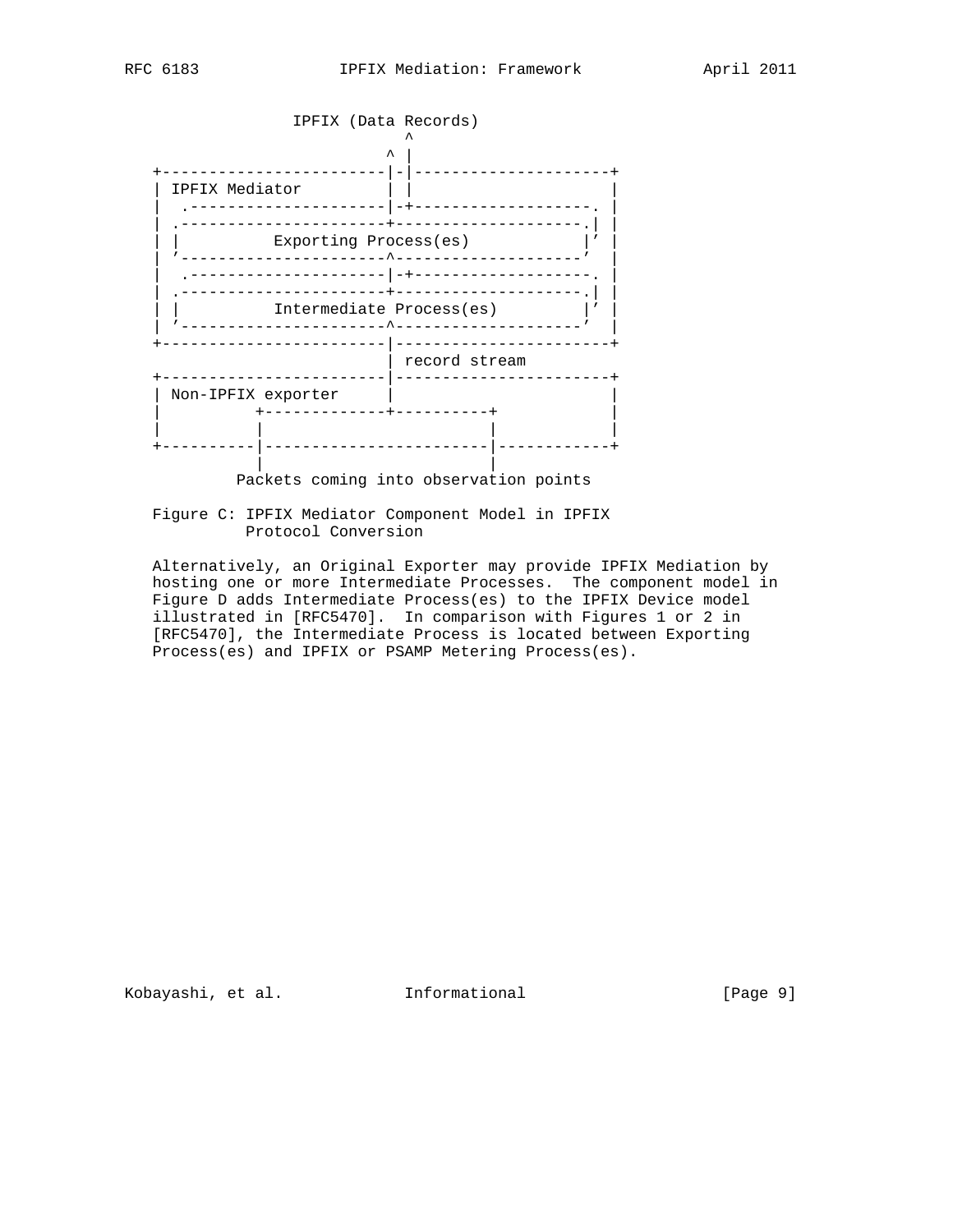```
                IPFIX (Data Records)
                             ^
                           ^ |
   +-----------------------|-|--------------------+
   | IPFIX Mediator        | |                    |
   |  .--------------------|-+-------------------. |
   | .---------------------+--------------------.| |
   | |          Exporting Process(es)           |' |
   | '---------------------^--------------------'  |
   |  .--------------------|-+-------------------. |
   | .---------------------+--------------------.| |
   | |          Intermediate Process(es)        |' |
   | '---------------------^--------------------'  |
   +-----------------------|-----------------------+
                           | record stream
   +-----------------------|-----------------------+
   | Non-IPFIX exporter    |                       |
   |          +------------+----------+            |
   |          |                       |            |
   +----------|-----------------------|------------+
              |                       |
         Packets coming into observation points
```

Figure C: IPFIX Mediator Component Model in IPFIX Protocol Conversion

Alternatively, an Original Exporter may provide IPFIX Mediation by hosting one or more Intermediate Processes. The component model in Figure D adds Intermediate Process(es) to the IPFIX Device model illustrated in [RFC5470]. In comparison with Figures 1 or 2 in [RFC5470], the Intermediate Process is located between Exporting Process(es) and IPFIX or PSAMP Metering Process(es).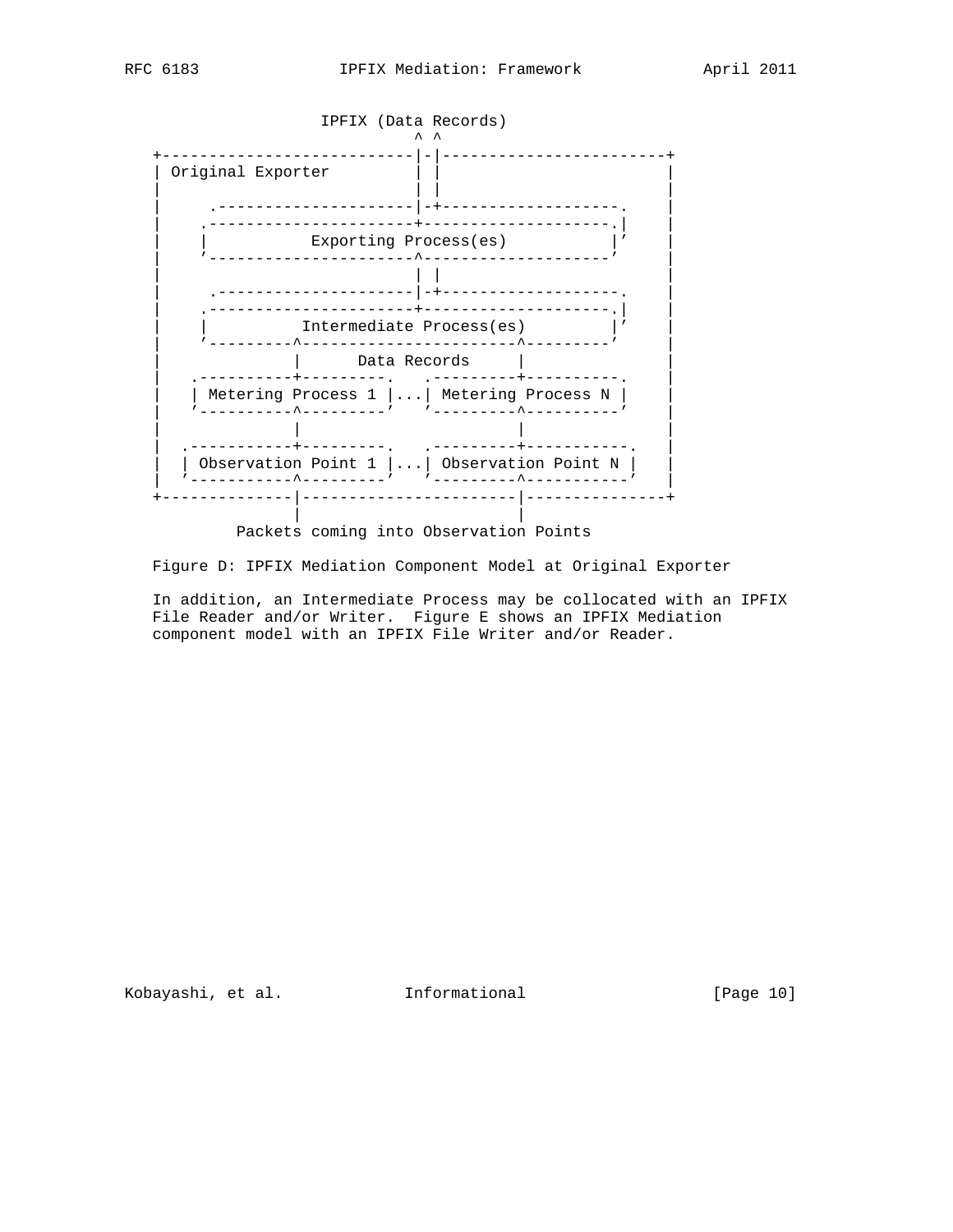```
                  IPFIX (Data Records)
                           ^ ^
   +---------------------------|-|------------------------+
   | Original Exporter         | |                        |
   |                           | |                        |
   |     .---------------------|-+--------------------.   |
   |    .----------------------+---------------------.|   |
   |    |           Exporting Process(es)            |'   |
   |    '----------------------^---------------------'    |
   |                           | |                        |
   |     .---------------------|-+--------------------.   |
   |    .----------------------+---------------------.|   |
   |    |          Intermediate Process(es)          |'   |
   |    '---------^-----------------------^---------'     |
   |              |      Data Records     |               |
   |   .----------+---------.   .---------+----------.    |
   |   | Metering Process 1 |...| Metering Process N |    |
   |   '----------^---------'   '---------^----------'    |
   |              |                       |               |
   |  .-----------+---------.   .---------+-----------.   |
   |  | Observation Point 1 |...| Observation Point N |   |
   |  '-----------^---------'   '---------^-----------'   |
   +--------------|-----------------------|---------------+
                  |                       |
         Packets coming into Observation Points
```

Figure D: IPFIX Mediation Component Model at Original Exporter

In addition, an Intermediate Process may be collocated with an IPFIX File Reader and/or Writer. Figure E shows an IPFIX Mediation component model with an IPFIX File Writer and/or Reader.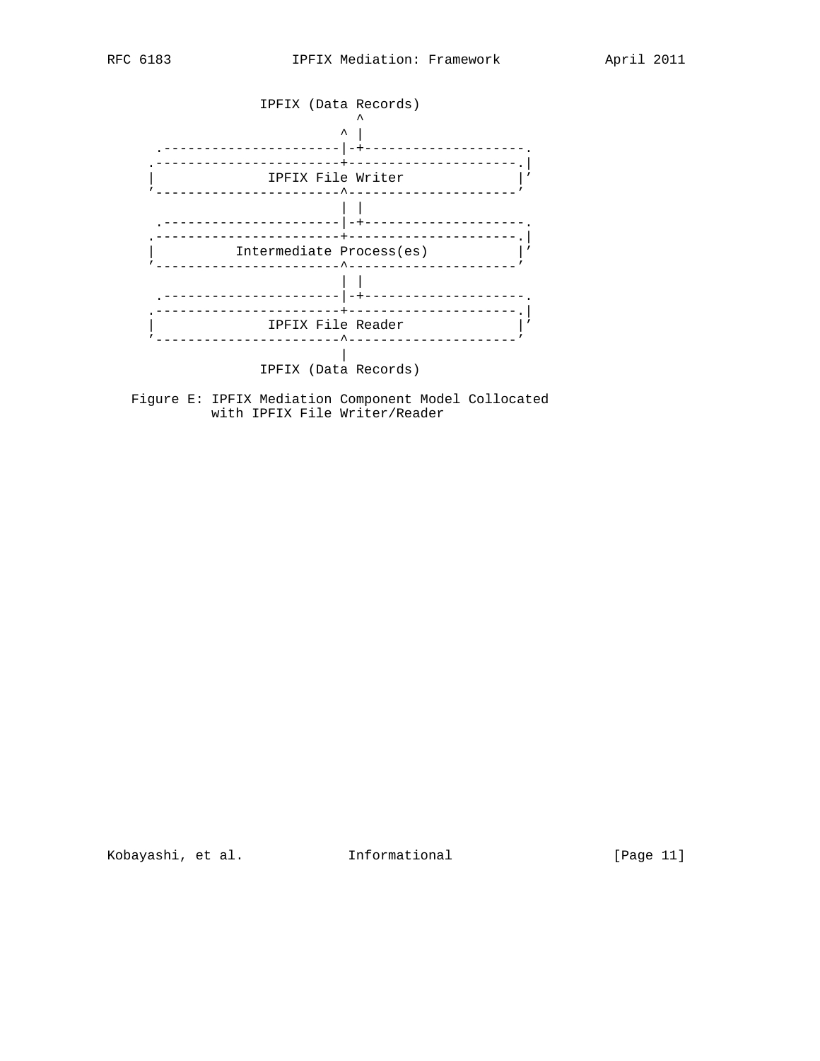```
                IPFIX (Data Records)
                          ^
                        ^ |
       .----------------------|-+--------------------.
      .-----------------------+---------------------.|
      |              IPFIX File Writer              |'
      '-----------------------^---------------------'
                        | |
       .----------------------|-+--------------------.
      .-----------------------+---------------------.|
      |          Intermediate Process(es)           |'
      '-----------------------^---------------------'
                        | |
       .----------------------|-+--------------------.
      .-----------------------+---------------------.|
      |              IPFIX File Reader              |'
      '-----------------------^---------------------'
                        |
                IPFIX (Data Records)
```

Figure E: IPFIX Mediation Component Model Collocated with IPFIX File Writer/Reader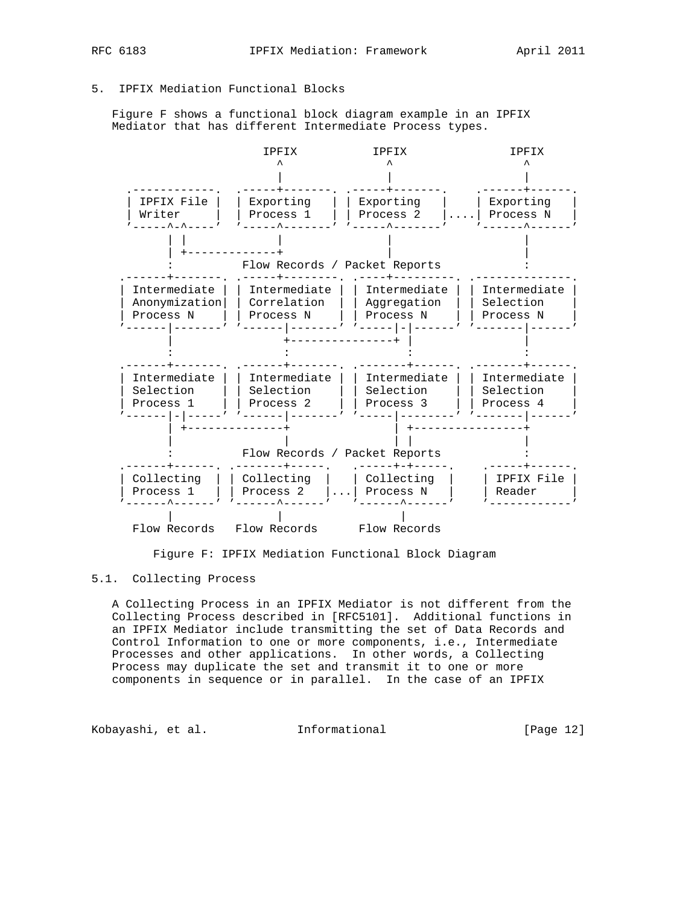## 5. IPFIX Mediation Functional Blocks

Figure F shows a functional block diagram example in an IPFIX Mediator that has different Intermediate Process types.

```
                     IPFIX          IPFIX             IPFIX
                       ^              ^                 ^
                       |              |                 |
  .------------.  .-----+-------. .-----+-------.   .------+------.
  | IPFIX File |  | Exporting   | | Exporting   |   | Exporting   |
  | Writer     |  | Process 1   | | Process 2   |....| Process N   |
  '-----^-^----'  '-----^-------' '-----^-------'   '------^------'
        | |             |               |                  |
        | +-------------+               |                  |
        :         Flow Records / Packet Reports            :
 .------+-------. .-----+--------. .----+---------. .--------------.
 | Intermediate | | Intermediate | | Intermediate | | Intermediate |
 | Anonymization| | Correlation  | | Aggregation  | | Selection    |
 | Process N    | | Process N    | | Process N    | | Process N    |
 '------|-------' '------|-------' '-----|-|------' '-------|------'
        |                +---------------+ |                |
        :                :                 :                :
 .------+-------. .------+-------. .-------+------. .-------+------.
 | Intermediate | | Intermediate | | Intermediate | | Intermediate |
 | Selection    | | Selection    | | Selection    | | Selection    |
 | Process 1    | | Process 2    | | Process 3    | | Process 4    |
 '------|-|-----' '------|-------' '-----|--------' '-------|------'
        | +--------------+               | +----------------+
        |                |               | |                |
        :         Flow Records / Packet Reports             :
 .------+------. .-------+-----.   .-----+-+-----.    .-----+------.
 | Collecting  | | Collecting  |   | Collecting  |    | IPFIX File |
 | Process 1   | | Process 2   |...| Process N   |    | Reader     |
 '------^------' '------^------'   '------^------'    '------------'
        |               |                 |
   Flow Records   Flow Records      Flow Records
```

Figure F: IPFIX Mediation Functional Block Diagram

### 5.1. Collecting Process

A Collecting Process in an IPFIX Mediator is not different from the Collecting Process described in [RFC5101]. Additional functions in an IPFIX Mediator include transmitting the set of Data Records and Control Information to one or more components, i.e., Intermediate Processes and other applications. In other words, a Collecting Process may duplicate the set and transmit it to one or more components in sequence or in parallel. In the case of an IPFIX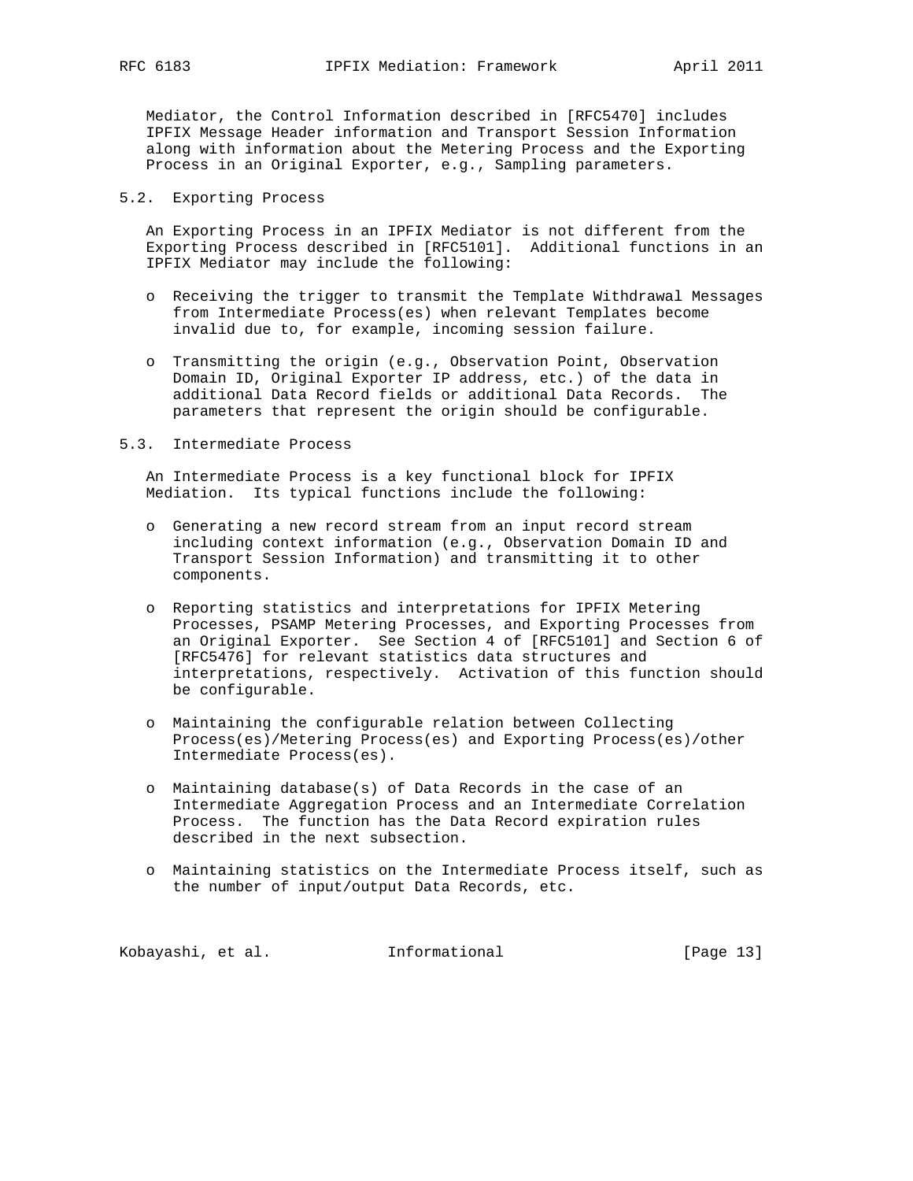Mediator, the Control Information described in [RFC5470] includes IPFIX Message Header information and Transport Session Information along with information about the Metering Process and the Exporting Process in an Original Exporter, e.g., Sampling parameters.

### 5.2. Exporting Process

An Exporting Process in an IPFIX Mediator is not different from the Exporting Process described in [RFC5101]. Additional functions in an IPFIX Mediator may include the following:

- Receiving the trigger to transmit the Template Withdrawal Messages from Intermediate Process(es) when relevant Templates become invalid due to, for example, incoming session failure.

- Transmitting the origin (e.g., Observation Point, Observation Domain ID, Original Exporter IP address, etc.) of the data in additional Data Record fields or additional Data Records. The parameters that represent the origin should be configurable.

### 5.3. Intermediate Process

An Intermediate Process is a key functional block for IPFIX Mediation. Its typical functions include the following:

- Generating a new record stream from an input record stream including context information (e.g., Observation Domain ID and Transport Session Information) and transmitting it to other components.

- Reporting statistics and interpretations for IPFIX Metering Processes, PSAMP Metering Processes, and Exporting Processes from an Original Exporter. See Section 4 of [RFC5101] and Section 6 of [RFC5476] for relevant statistics data structures and interpretations, respectively. Activation of this function should be configurable.

- Maintaining the configurable relation between Collecting Process(es)/Metering Process(es) and Exporting Process(es)/other Intermediate Process(es).

- Maintaining database(s) of Data Records in the case of an Intermediate Aggregation Process and an Intermediate Correlation Process. The function has the Data Record expiration rules described in the next subsection.

- Maintaining statistics on the Intermediate Process itself, such as the number of input/output Data Records, etc.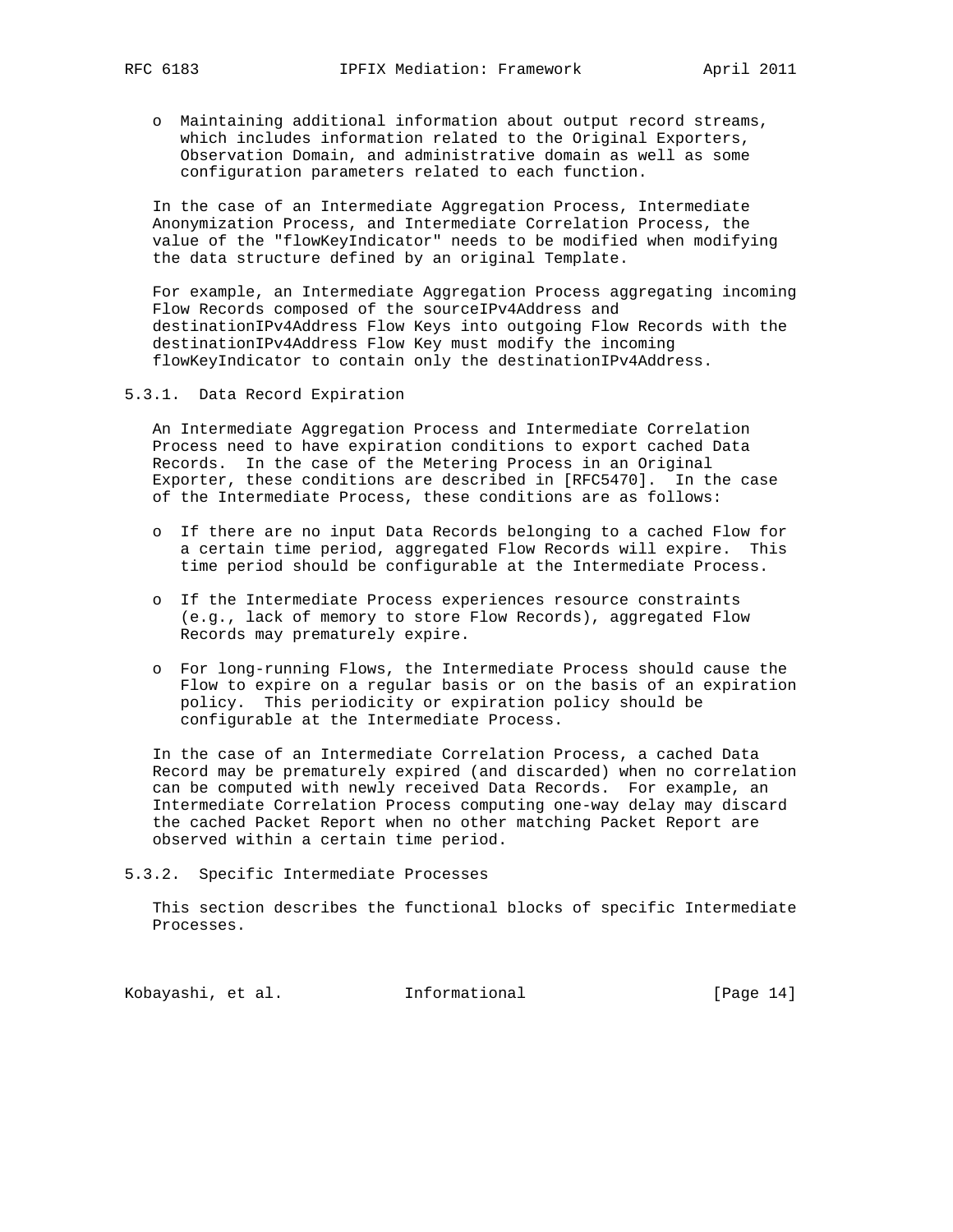- Maintaining additional information about output record streams, which includes information related to the Original Exporters, Observation Domain, and administrative domain as well as some configuration parameters related to each function.

In the case of an Intermediate Aggregation Process, Intermediate Anonymization Process, and Intermediate Correlation Process, the value of the "flowKeyIndicator" needs to be modified when modifying the data structure defined by an original Template.

For example, an Intermediate Aggregation Process aggregating incoming Flow Records composed of the sourceIPv4Address and destinationIPv4Address Flow Keys into outgoing Flow Records with the destinationIPv4Address Flow Key must modify the incoming flowKeyIndicator to contain only the destinationIPv4Address.

### 5.3.1. Data Record Expiration

An Intermediate Aggregation Process and Intermediate Correlation Process need to have expiration conditions to export cached Data Records. In the case of the Metering Process in an Original Exporter, these conditions are described in [RFC5470]. In the case of the Intermediate Process, these conditions are as follows:

- If there are no input Data Records belonging to a cached Flow for a certain time period, aggregated Flow Records will expire. This time period should be configurable at the Intermediate Process.
- If the Intermediate Process experiences resource constraints (e.g., lack of memory to store Flow Records), aggregated Flow Records may prematurely expire.
- For long-running Flows, the Intermediate Process should cause the Flow to expire on a regular basis or on the basis of an expiration policy. This periodicity or expiration policy should be configurable at the Intermediate Process.

In the case of an Intermediate Correlation Process, a cached Data Record may be prematurely expired (and discarded) when no correlation can be computed with newly received Data Records. For example, an Intermediate Correlation Process computing one-way delay may discard the cached Packet Report when no other matching Packet Report are observed within a certain time period.

### 5.3.2. Specific Intermediate Processes

This section describes the functional blocks of specific Intermediate Processes.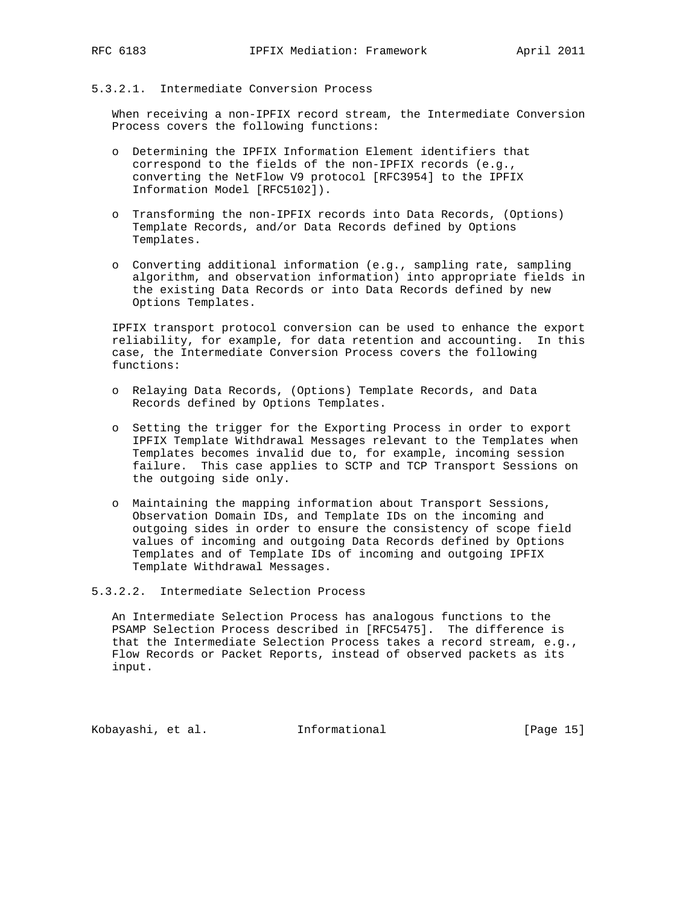#### 5.3.2.1. Intermediate Conversion Process

When receiving a non-IPFIX record stream, the Intermediate Conversion Process covers the following functions:

- Determining the IPFIX Information Element identifiers that correspond to the fields of the non-IPFIX records (e.g., converting the NetFlow V9 protocol [RFC3954] to the IPFIX Information Model [RFC5102]).

- Transforming the non-IPFIX records into Data Records, (Options) Template Records, and/or Data Records defined by Options Templates.

- Converting additional information (e.g., sampling rate, sampling algorithm, and observation information) into appropriate fields in the existing Data Records or into Data Records defined by new Options Templates.

IPFIX transport protocol conversion can be used to enhance the export reliability, for example, for data retention and accounting. In this case, the Intermediate Conversion Process covers the following functions:

- Relaying Data Records, (Options) Template Records, and Data Records defined by Options Templates.

- Setting the trigger for the Exporting Process in order to export IPFIX Template Withdrawal Messages relevant to the Templates when Templates becomes invalid due to, for example, incoming session failure. This case applies to SCTP and TCP Transport Sessions on the outgoing side only.

- Maintaining the mapping information about Transport Sessions, Observation Domain IDs, and Template IDs on the incoming and outgoing sides in order to ensure the consistency of scope field values of incoming and outgoing Data Records defined by Options Templates and of Template IDs of incoming and outgoing IPFIX Template Withdrawal Messages.

#### 5.3.2.2. Intermediate Selection Process

An Intermediate Selection Process has analogous functions to the PSAMP Selection Process described in [RFC5475]. The difference is that the Intermediate Selection Process takes a record stream, e.g., Flow Records or Packet Reports, instead of observed packets as its input.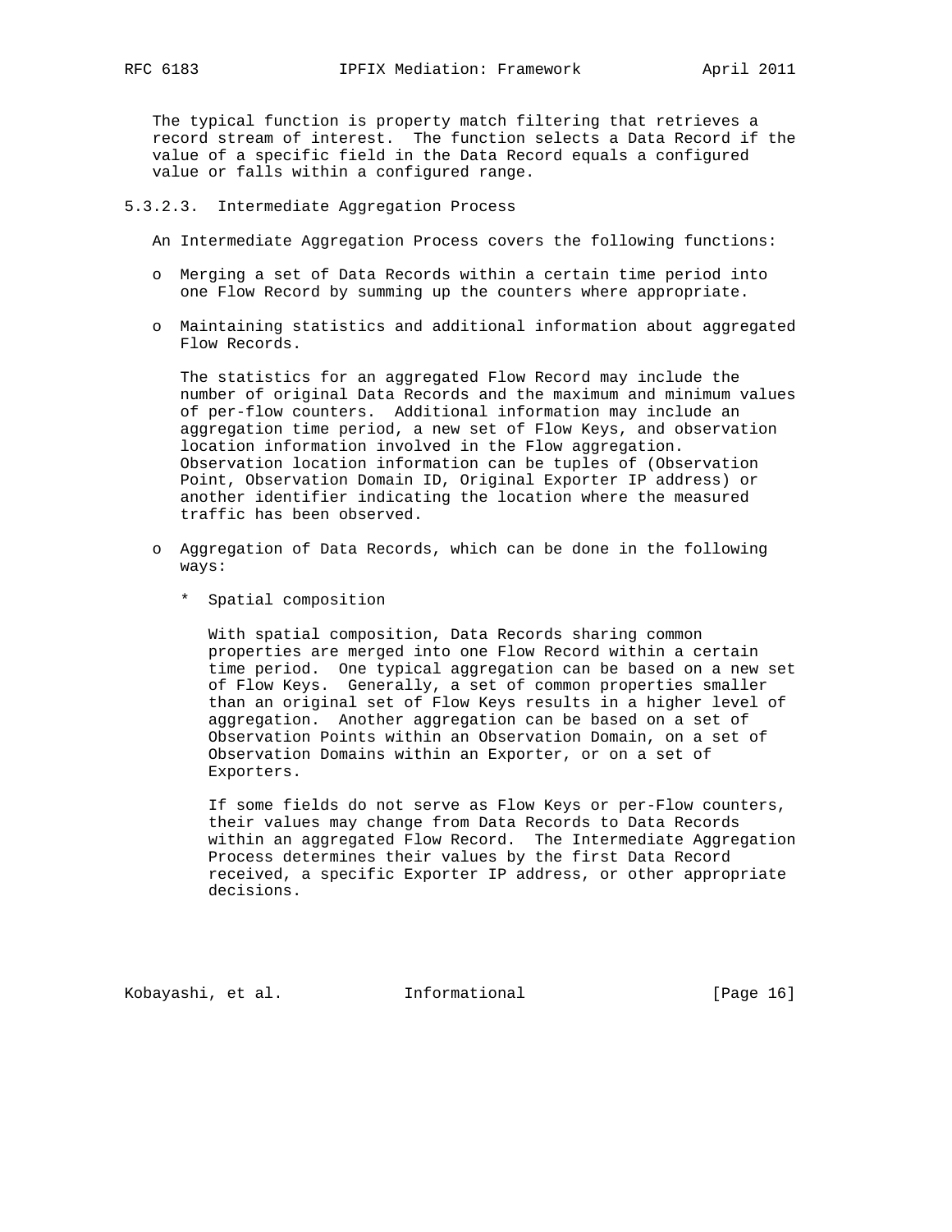The typical function is property match filtering that retrieves a record stream of interest. The function selects a Data Record if the value of a specific field in the Data Record equals a configured value or falls within a configured range.

#### 5.3.2.3. Intermediate Aggregation Process

An Intermediate Aggregation Process covers the following functions:

- Merging a set of Data Records within a certain time period into one Flow Record by summing up the counters where appropriate.

- Maintaining statistics and additional information about aggregated Flow Records.

  The statistics for an aggregated Flow Record may include the number of original Data Records and the maximum and minimum values of per-flow counters. Additional information may include an aggregation time period, a new set of Flow Keys, and observation location information involved in the Flow aggregation. Observation location information can be tuples of (Observation Point, Observation Domain ID, Original Exporter IP address) or another identifier indicating the location where the measured traffic has been observed.

- Aggregation of Data Records, which can be done in the following ways:

  - Spatial composition

    With spatial composition, Data Records sharing common properties are merged into one Flow Record within a certain time period. One typical aggregation can be based on a new set of Flow Keys. Generally, a set of common properties smaller than an original set of Flow Keys results in a higher level of aggregation. Another aggregation can be based on a set of Observation Points within an Observation Domain, on a set of Observation Domains within an Exporter, or on a set of Exporters.

    If some fields do not serve as Flow Keys or per-Flow counters, their values may change from Data Records to Data Records within an aggregated Flow Record. The Intermediate Aggregation Process determines their values by the first Data Record received, a specific Exporter IP address, or other appropriate decisions.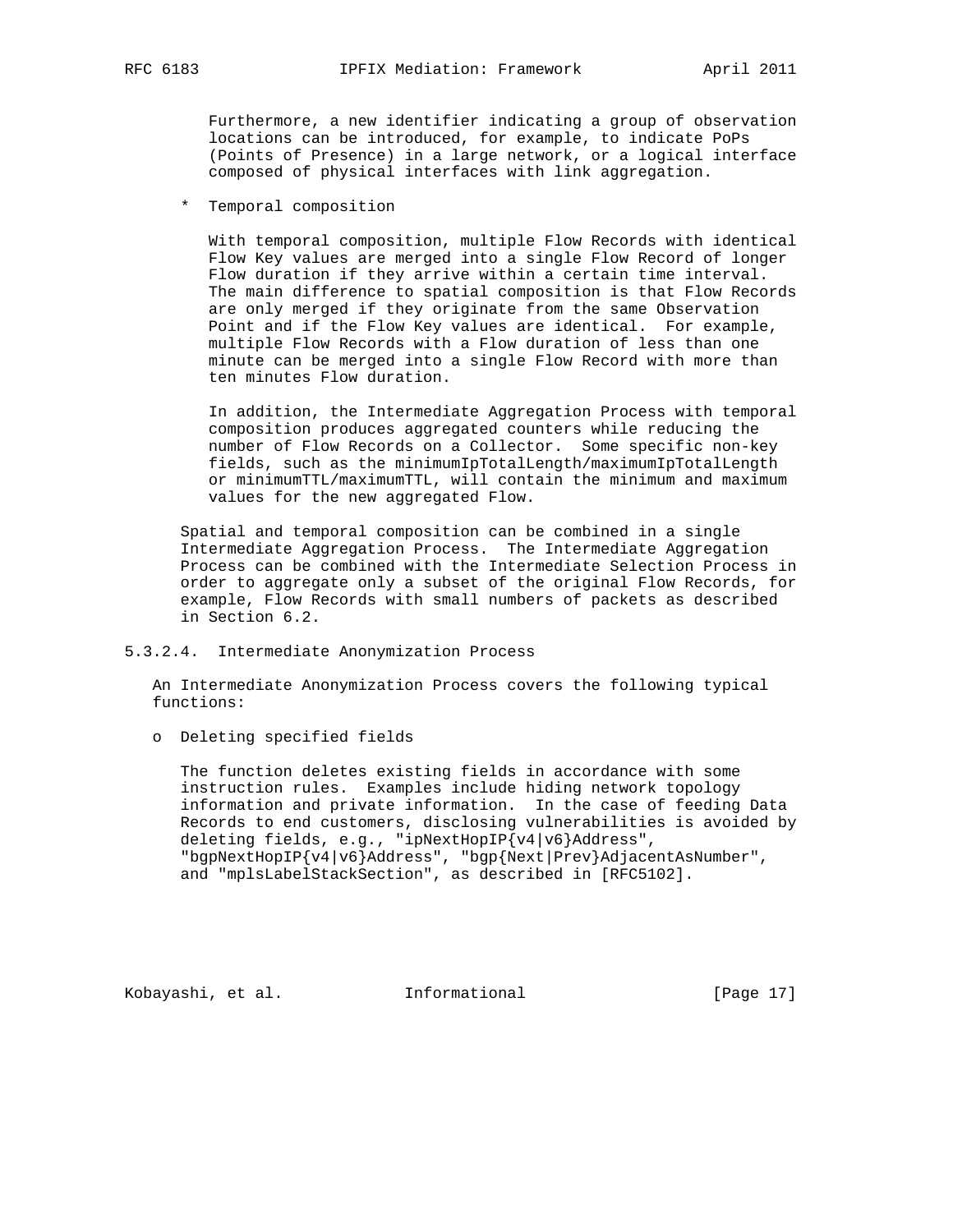Furthermore, a new identifier indicating a group of observation locations can be introduced, for example, to indicate PoPs (Points of Presence) in a large network, or a logical interface composed of physical interfaces with link aggregation.

* Temporal composition

  With temporal composition, multiple Flow Records with identical Flow Key values are merged into a single Flow Record of longer Flow duration if they arrive within a certain time interval. The main difference to spatial composition is that Flow Records are only merged if they originate from the same Observation Point and if the Flow Key values are identical. For example, multiple Flow Records with a Flow duration of less than one minute can be merged into a single Flow Record with more than ten minutes Flow duration.

  In addition, the Intermediate Aggregation Process with temporal composition produces aggregated counters while reducing the number of Flow Records on a Collector. Some specific non-key fields, such as the minimumIpTotalLength/maximumIpTotalLength or minimumTTL/maximumTTL, will contain the minimum and maximum values for the new aggregated Flow.

Spatial and temporal composition can be combined in a single Intermediate Aggregation Process. The Intermediate Aggregation Process can be combined with the Intermediate Selection Process in order to aggregate only a subset of the original Flow Records, for example, Flow Records with small numbers of packets as described in Section 6.2.

#### 5.3.2.4. Intermediate Anonymization Process

An Intermediate Anonymization Process covers the following typical functions:

o Deleting specified fields

  The function deletes existing fields in accordance with some instruction rules. Examples include hiding network topology information and private information. In the case of feeding Data Records to end customers, disclosing vulnerabilities is avoided by deleting fields, e.g., "ipNextHopIP{v4|v6}Address", "bgpNextHopIP{v4|v6}Address", "bgp{Next|Prev}AdjacentAsNumber", and "mplsLabelStackSection", as described in [RFC5102].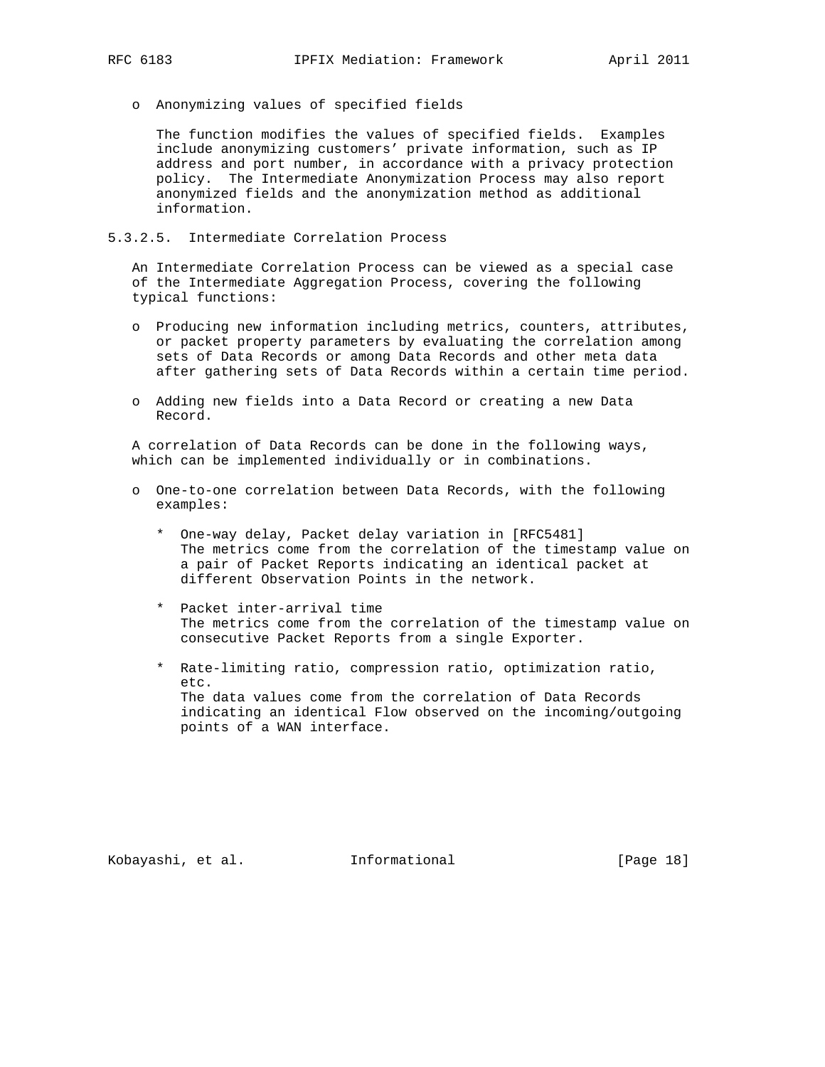- Anonymizing values of specified fields

  The function modifies the values of specified fields. Examples include anonymizing customers' private information, such as IP address and port number, in accordance with a privacy protection policy. The Intermediate Anonymization Process may also report anonymized fields and the anonymization method as additional information.

#### 5.3.2.5. Intermediate Correlation Process

An Intermediate Correlation Process can be viewed as a special case of the Intermediate Aggregation Process, covering the following typical functions:

- Producing new information including metrics, counters, attributes, or packet property parameters by evaluating the correlation among sets of Data Records or among Data Records and other meta data after gathering sets of Data Records within a certain time period.

- Adding new fields into a Data Record or creating a new Data Record.

A correlation of Data Records can be done in the following ways, which can be implemented individually or in combinations.

- One-to-one correlation between Data Records, with the following examples:

  * One-way delay, Packet delay variation in [RFC5481]
    The metrics come from the correlation of the timestamp value on a pair of Packet Reports indicating an identical packet at different Observation Points in the network.

  * Packet inter-arrival time
    The metrics come from the correlation of the timestamp value on consecutive Packet Reports from a single Exporter.

  * Rate-limiting ratio, compression ratio, optimization ratio, etc.
    The data values come from the correlation of Data Records indicating an identical Flow observed on the incoming/outgoing points of a WAN interface.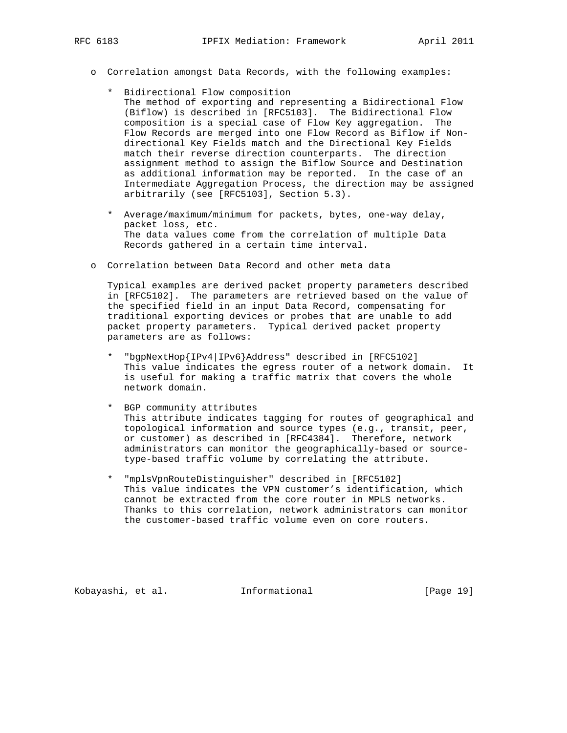- Correlation amongst Data Records, with the following examples:

  - Bidirectional Flow composition
    The method of exporting and representing a Bidirectional Flow (Biflow) is described in [RFC5103]. The Bidirectional Flow composition is a special case of Flow Key aggregation. The Flow Records are merged into one Flow Record as Biflow if Non-directional Key Fields match and the Directional Key Fields match their reverse direction counterparts. The direction assignment method to assign the Biflow Source and Destination as additional information may be reported. In the case of an Intermediate Aggregation Process, the direction may be assigned arbitrarily (see [RFC5103], Section 5.3).

  - Average/maximum/minimum for packets, bytes, one-way delay, packet loss, etc.
    The data values come from the correlation of multiple Data Records gathered in a certain time interval.

- Correlation between Data Record and other meta data

  Typical examples are derived packet property parameters described in [RFC5102]. The parameters are retrieved based on the value of the specified field in an input Data Record, compensating for traditional exporting devices or probes that are unable to add packet property parameters. Typical derived packet property parameters are as follows:

  - "bgpNextHop{IPv4|IPv6}Address" described in [RFC5102]
    This value indicates the egress router of a network domain. It is useful for making a traffic matrix that covers the whole network domain.

  - BGP community attributes
    This attribute indicates tagging for routes of geographical and topological information and source types (e.g., transit, peer, or customer) as described in [RFC4384]. Therefore, network administrators can monitor the geographically-based or source-type-based traffic volume by correlating the attribute.

  - "mplsVpnRouteDistinguisher" described in [RFC5102]
    This value indicates the VPN customer's identification, which cannot be extracted from the core router in MPLS networks. Thanks to this correlation, network administrators can monitor the customer-based traffic volume even on core routers.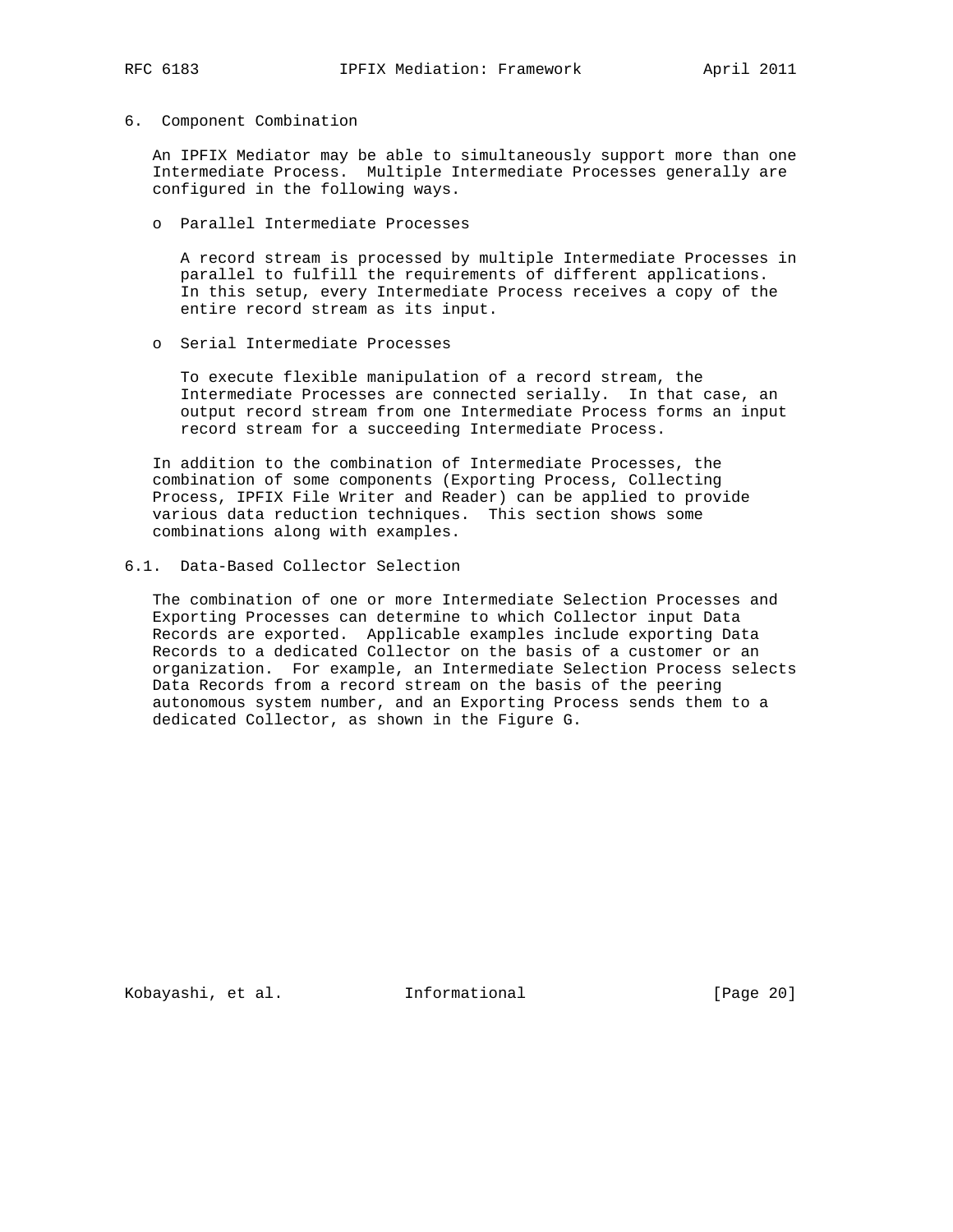## 6. Component Combination

An IPFIX Mediator may be able to simultaneously support more than one Intermediate Process. Multiple Intermediate Processes generally are configured in the following ways.

- Parallel Intermediate Processes

  A record stream is processed by multiple Intermediate Processes in parallel to fulfill the requirements of different applications. In this setup, every Intermediate Process receives a copy of the entire record stream as its input.

- Serial Intermediate Processes

  To execute flexible manipulation of a record stream, the Intermediate Processes are connected serially. In that case, an output record stream from one Intermediate Process forms an input record stream for a succeeding Intermediate Process.

In addition to the combination of Intermediate Processes, the combination of some components (Exporting Process, Collecting Process, IPFIX File Writer and Reader) can be applied to provide various data reduction techniques. This section shows some combinations along with examples.

### 6.1. Data-Based Collector Selection

The combination of one or more Intermediate Selection Processes and Exporting Processes can determine to which Collector input Data Records are exported. Applicable examples include exporting Data Records to a dedicated Collector on the basis of a customer or an organization. For example, an Intermediate Selection Process selects Data Records from a record stream on the basis of the peering autonomous system number, and an Exporting Process sends them to a dedicated Collector, as shown in the Figure G.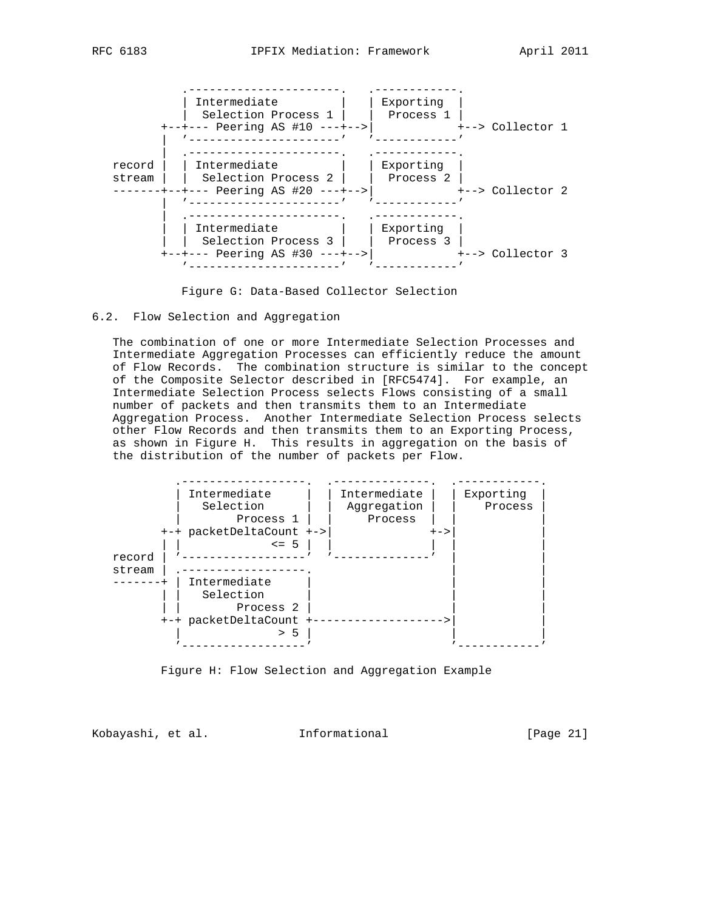```
            .----------------------.   .------------.
            | Intermediate         |   | Exporting  |
            |  Selection Process 1 |   |  Process 1 |
         +--+--- Peering AS #10 ---+-->|            +--> Collector 1
         |  '----------------------'   '------------'
         |  .----------------------.   .------------.
  record |  | Intermediate         |   | Exporting  |
  stream |  |  Selection Process 2 |   |  Process 2 |
  -------+--+--- Peering AS #20 ---+-->|            +--> Collector 2
         |  '----------------------'   '------------'
         |  .----------------------.   .------------.
         |  | Intermediate         |   | Exporting  |
         |  |  Selection Process 3 |   |  Process 3 |
         +--+--- Peering AS #30 ---+-->|            +--> Collector 3
            '----------------------'   '------------'
```

Figure G: Data-Based Collector Selection

### 6.2. Flow Selection and Aggregation

The combination of one or more Intermediate Selection Processes and Intermediate Aggregation Processes can efficiently reduce the amount of Flow Records. The combination structure is similar to the concept of the Composite Selector described in [RFC5474]. For example, an Intermediate Selection Process selects Flows consisting of a small number of packets and then transmits them to an Intermediate Aggregation Process. Another Intermediate Selection Process selects other Flow Records and then transmits them to an Exporting Process, as shown in Figure H. This results in aggregation on the basis of the distribution of the number of packets per Flow.

```
           .------------------.  .--------------.  .------------.
           | Intermediate     |  | Intermediate |  | Exporting  |
           |   Selection      |  |  Aggregation |  |    Process |
           |        Process 1 |  |     Process  |  |            |
         +-+ packetDeltaCount +->|              +->|            |
         | |             <= 5 |  |              |  |            |
  record | '------------------'  '--------------'  |            |
  stream | .------------------.                    |            |
  -------+ | Intermediate     |                    |            |
         | |   Selection      |                    |            |
         | |        Process 2 |                    |            |
         +-+ packetDeltaCount +------------------->|            |
           |              > 5 |                    |            |
           '------------------'                    '------------'
```

Figure H: Flow Selection and Aggregation Example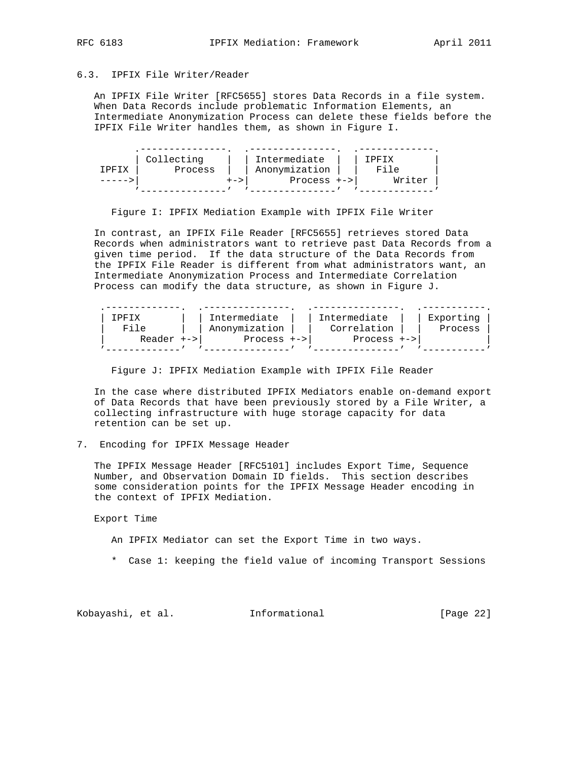### 6.3. IPFIX File Writer/Reader

An IPFIX File Writer [RFC5655] stores Data Records in a file system. When Data Records include problematic Information Elements, an Intermediate Anonymization Process can delete these fields before the IPFIX File Writer handles them, as shown in Figure I.

```
        .---------------.  .---------------.  .-------------.
        | Collecting    |  | Intermediate  |  | IPFIX       |
 IPFIX  |      Process  |  | Anonymization |  |   File      |
 ----->|              +->|       Process +->|      Writer |
        '---------------'  '---------------'  '-------------'
```

Figure I: IPFIX Mediation Example with IPFIX File Writer

In contrast, an IPFIX File Reader [RFC5655] retrieves stored Data Records when administrators want to retrieve past Data Records from a given time period. If the data structure of the Data Records from the IPFIX File Reader is different from what administrators want, an Intermediate Anonymization Process and Intermediate Correlation Process can modify the data structure, as shown in Figure J.

```
 .-------------.  .---------------.  .---------------.  .-----------.
 | IPFIX       |  | Intermediate  |  | Intermediate  |  | Exporting |
 |   File      |  | Anonymization |  |   Correlation |  |   Process |
 |      Reader +->|       Process +->|       Process +->|           |
 '-------------'  '---------------'  '---------------'  '-----------'
```

Figure J: IPFIX Mediation Example with IPFIX File Reader

In the case where distributed IPFIX Mediators enable on-demand export of Data Records that have been previously stored by a File Writer, a collecting infrastructure with huge storage capacity for data retention can be set up.

## 7. Encoding for IPFIX Message Header

The IPFIX Message Header [RFC5101] includes Export Time, Sequence Number, and Observation Domain ID fields. This section describes some consideration points for the IPFIX Message Header encoding in the context of IPFIX Mediation.

Export Time

An IPFIX Mediator can set the Export Time in two ways.

* Case 1: keeping the field value of incoming Transport Sessions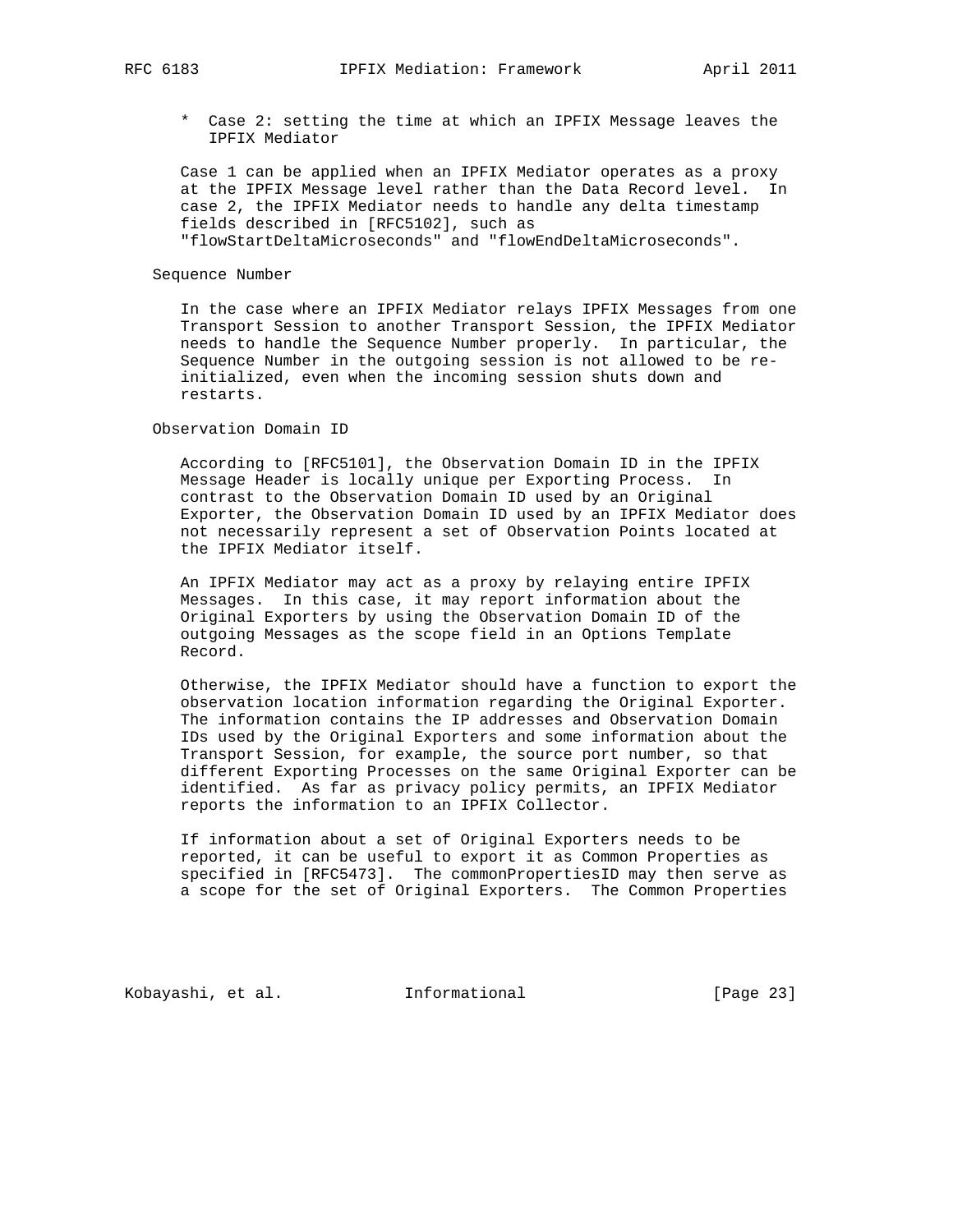* Case 2: setting the time at which an IPFIX Message leaves the IPFIX Mediator

Case 1 can be applied when an IPFIX Mediator operates as a proxy at the IPFIX Message level rather than the Data Record level. In case 2, the IPFIX Mediator needs to handle any delta timestamp fields described in [RFC5102], such as "flowStartDeltaMicroseconds" and "flowEndDeltaMicroseconds".

Sequence Number

In the case where an IPFIX Mediator relays IPFIX Messages from one Transport Session to another Transport Session, the IPFIX Mediator needs to handle the Sequence Number properly. In particular, the Sequence Number in the outgoing session is not allowed to be re-initialized, even when the incoming session shuts down and restarts.

Observation Domain ID

According to [RFC5101], the Observation Domain ID in the IPFIX Message Header is locally unique per Exporting Process. In contrast to the Observation Domain ID used by an Original Exporter, the Observation Domain ID used by an IPFIX Mediator does not necessarily represent a set of Observation Points located at the IPFIX Mediator itself.

An IPFIX Mediator may act as a proxy by relaying entire IPFIX Messages. In this case, it may report information about the Original Exporters by using the Observation Domain ID of the outgoing Messages as the scope field in an Options Template Record.

Otherwise, the IPFIX Mediator should have a function to export the observation location information regarding the Original Exporter. The information contains the IP addresses and Observation Domain IDs used by the Original Exporters and some information about the Transport Session, for example, the source port number, so that different Exporting Processes on the same Original Exporter can be identified. As far as privacy policy permits, an IPFIX Mediator reports the information to an IPFIX Collector.

If information about a set of Original Exporters needs to be reported, it can be useful to export it as Common Properties as specified in [RFC5473]. The commonPropertiesID may then serve as a scope for the set of Original Exporters. The Common Properties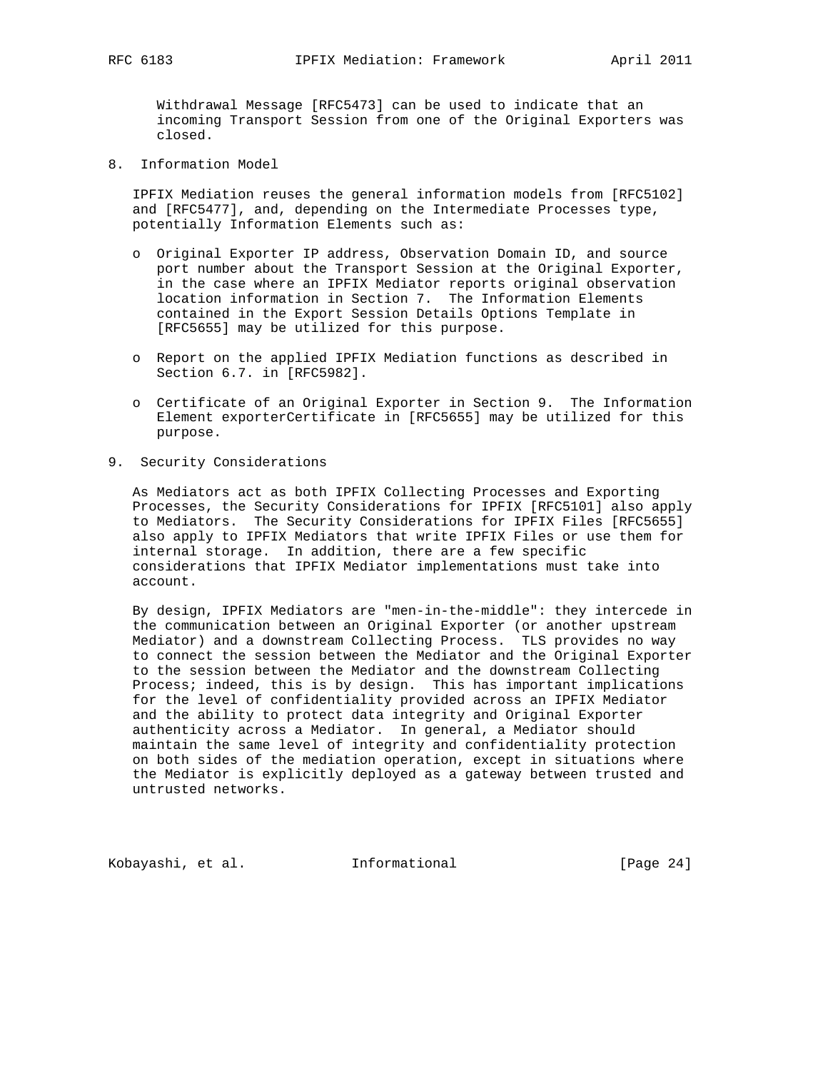Withdrawal Message [RFC5473] can be used to indicate that an incoming Transport Session from one of the Original Exporters was closed.

## 8. Information Model

IPFIX Mediation reuses the general information models from [RFC5102] and [RFC5477], and, depending on the Intermediate Processes type, potentially Information Elements such as:

- Original Exporter IP address, Observation Domain ID, and source port number about the Transport Session at the Original Exporter, in the case where an IPFIX Mediator reports original observation location information in Section 7. The Information Elements contained in the Export Session Details Options Template in [RFC5655] may be utilized for this purpose.

- Report on the applied IPFIX Mediation functions as described in Section 6.7. in [RFC5982].

- Certificate of an Original Exporter in Section 9. The Information Element exporterCertificate in [RFC5655] may be utilized for this purpose.

## 9. Security Considerations

As Mediators act as both IPFIX Collecting Processes and Exporting Processes, the Security Considerations for IPFIX [RFC5101] also apply to Mediators. The Security Considerations for IPFIX Files [RFC5655] also apply to IPFIX Mediators that write IPFIX Files or use them for internal storage. In addition, there are a few specific considerations that IPFIX Mediator implementations must take into account.

By design, IPFIX Mediators are "men-in-the-middle": they intercede in the communication between an Original Exporter (or another upstream Mediator) and a downstream Collecting Process. TLS provides no way to connect the session between the Mediator and the Original Exporter to the session between the Mediator and the downstream Collecting Process; indeed, this is by design. This has important implications for the level of confidentiality provided across an IPFIX Mediator and the ability to protect data integrity and Original Exporter authenticity across a Mediator. In general, a Mediator should maintain the same level of integrity and confidentiality protection on both sides of the mediation operation, except in situations where the Mediator is explicitly deployed as a gateway between trusted and untrusted networks.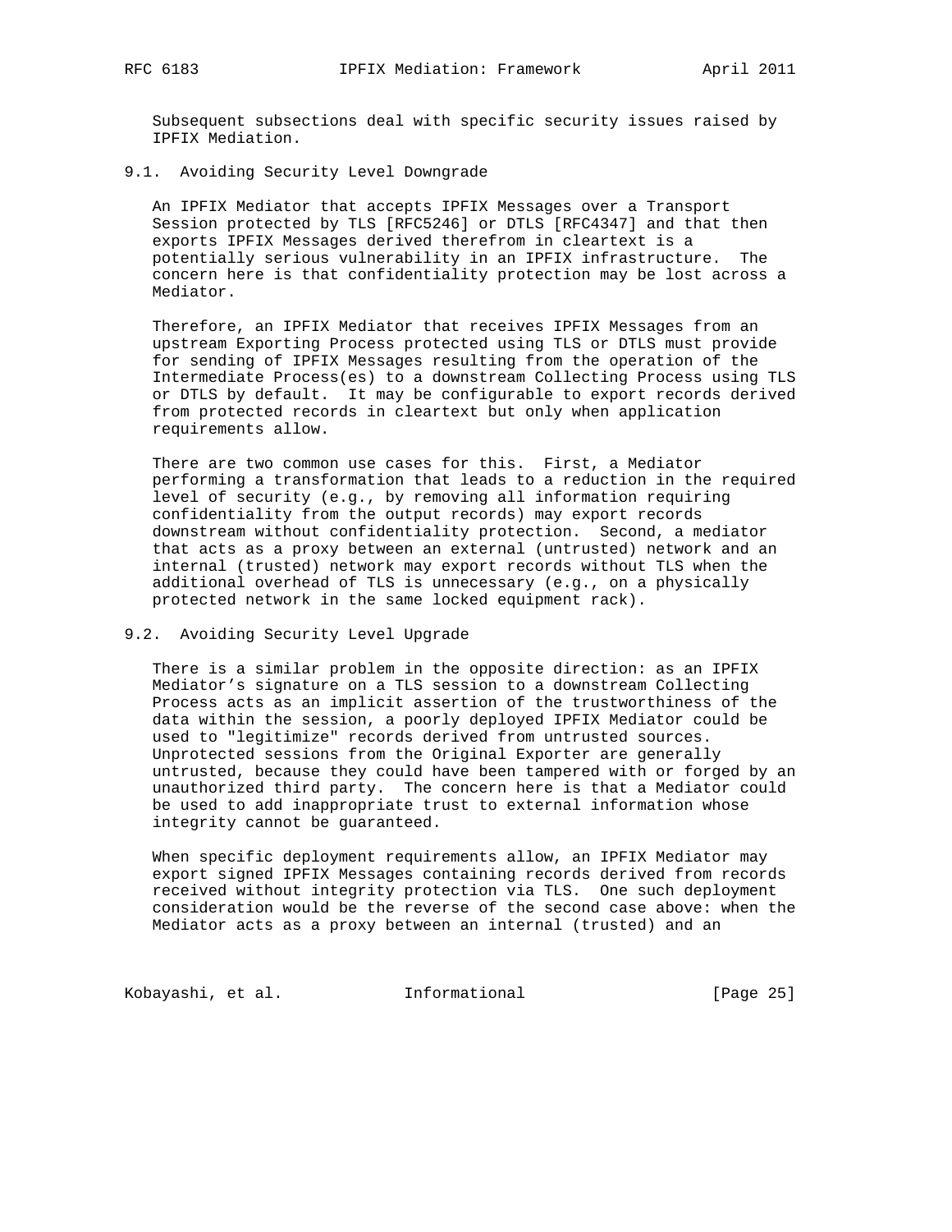Subsequent subsections deal with specific security issues raised by IPFIX Mediation.

## 9.1. Avoiding Security Level Downgrade

An IPFIX Mediator that accepts IPFIX Messages over a Transport Session protected by TLS [RFC5246] or DTLS [RFC4347] and that then exports IPFIX Messages derived therefrom in cleartext is a potentially serious vulnerability in an IPFIX infrastructure. The concern here is that confidentiality protection may be lost across a Mediator.

Therefore, an IPFIX Mediator that receives IPFIX Messages from an upstream Exporting Process protected using TLS or DTLS must provide for sending of IPFIX Messages resulting from the operation of the Intermediate Process(es) to a downstream Collecting Process using TLS or DTLS by default. It may be configurable to export records derived from protected records in cleartext but only when application requirements allow.

There are two common use cases for this. First, a Mediator performing a transformation that leads to a reduction in the required level of security (e.g., by removing all information requiring confidentiality from the output records) may export records downstream without confidentiality protection. Second, a mediator that acts as a proxy between an external (untrusted) network and an internal (trusted) network may export records without TLS when the additional overhead of TLS is unnecessary (e.g., on a physically protected network in the same locked equipment rack).

## 9.2. Avoiding Security Level Upgrade

There is a similar problem in the opposite direction: as an IPFIX Mediator's signature on a TLS session to a downstream Collecting Process acts as an implicit assertion of the trustworthiness of the data within the session, a poorly deployed IPFIX Mediator could be used to "legitimize" records derived from untrusted sources. Unprotected sessions from the Original Exporter are generally untrusted, because they could have been tampered with or forged by an unauthorized third party. The concern here is that a Mediator could be used to add inappropriate trust to external information whose integrity cannot be guaranteed.

When specific deployment requirements allow, an IPFIX Mediator may export signed IPFIX Messages containing records derived from records received without integrity protection via TLS. One such deployment consideration would be the reverse of the second case above: when the Mediator acts as a proxy between an internal (trusted) and an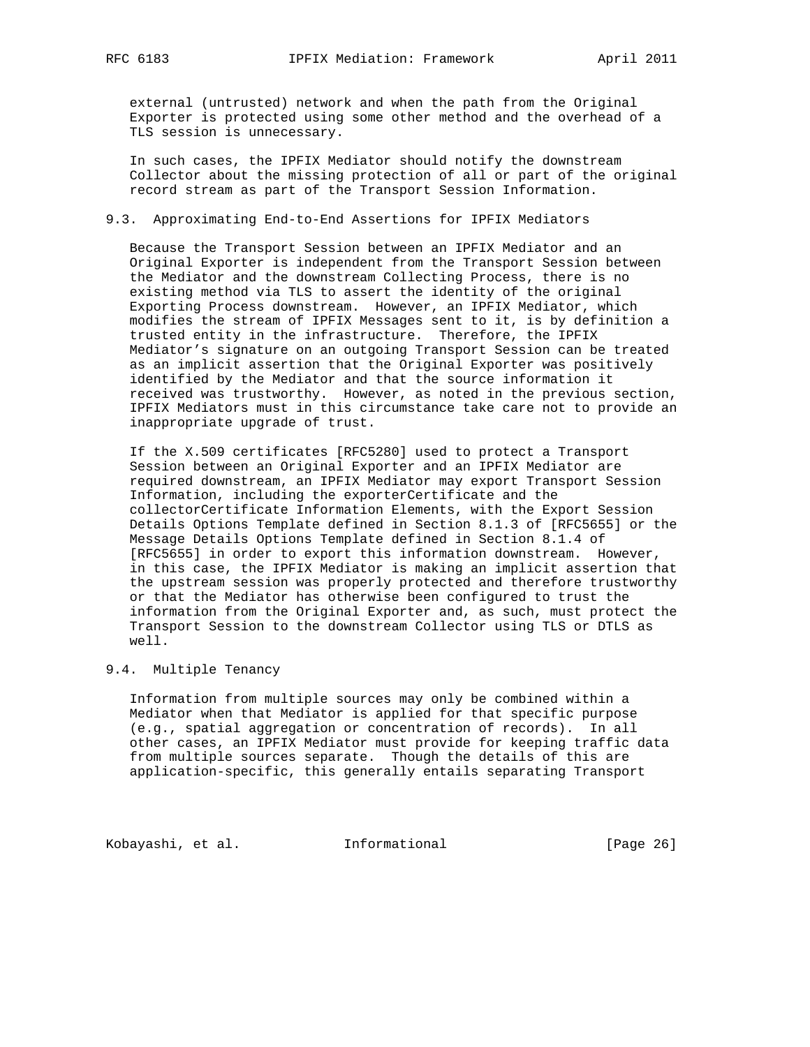external (untrusted) network and when the path from the Original Exporter is protected using some other method and the overhead of a TLS session is unnecessary.

In such cases, the IPFIX Mediator should notify the downstream Collector about the missing protection of all or part of the original record stream as part of the Transport Session Information.

### 9.3. Approximating End-to-End Assertions for IPFIX Mediators

Because the Transport Session between an IPFIX Mediator and an Original Exporter is independent from the Transport Session between the Mediator and the downstream Collecting Process, there is no existing method via TLS to assert the identity of the original Exporting Process downstream. However, an IPFIX Mediator, which modifies the stream of IPFIX Messages sent to it, is by definition a trusted entity in the infrastructure. Therefore, the IPFIX Mediator's signature on an outgoing Transport Session can be treated as an implicit assertion that the Original Exporter was positively identified by the Mediator and that the source information it received was trustworthy. However, as noted in the previous section, IPFIX Mediators must in this circumstance take care not to provide an inappropriate upgrade of trust.

If the X.509 certificates [RFC5280] used to protect a Transport Session between an Original Exporter and an IPFIX Mediator are required downstream, an IPFIX Mediator may export Transport Session Information, including the exporterCertificate and the collectorCertificate Information Elements, with the Export Session Details Options Template defined in Section 8.1.3 of [RFC5655] or the Message Details Options Template defined in Section 8.1.4 of [RFC5655] in order to export this information downstream. However, in this case, the IPFIX Mediator is making an implicit assertion that the upstream session was properly protected and therefore trustworthy or that the Mediator has otherwise been configured to trust the information from the Original Exporter and, as such, must protect the Transport Session to the downstream Collector using TLS or DTLS as well.

### 9.4. Multiple Tenancy

Information from multiple sources may only be combined within a Mediator when that Mediator is applied for that specific purpose (e.g., spatial aggregation or concentration of records). In all other cases, an IPFIX Mediator must provide for keeping traffic data from multiple sources separate. Though the details of this are application-specific, this generally entails separating Transport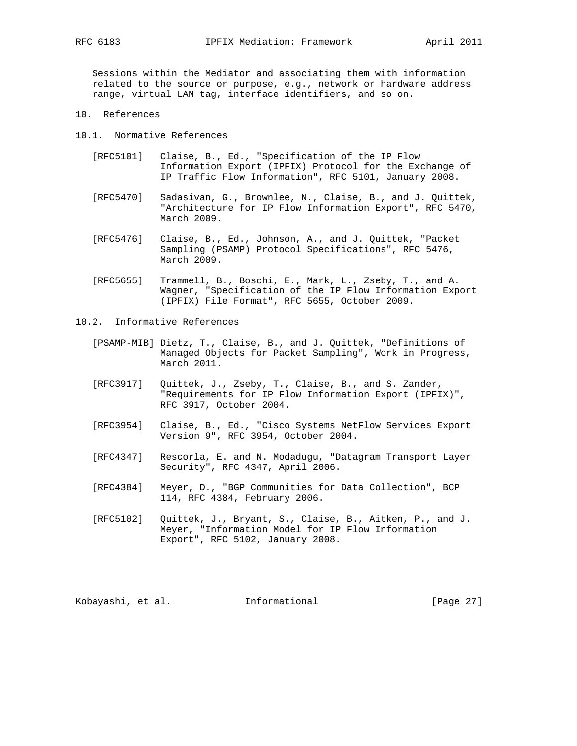Sessions within the Mediator and associating them with information related to the source or purpose, e.g., network or hardware address range, virtual LAN tag, interface identifiers, and so on.

# 10. References

## 10.1. Normative References

[RFC5101] Claise, B., Ed., "Specification of the IP Flow Information Export (IPFIX) Protocol for the Exchange of IP Traffic Flow Information", RFC 5101, January 2008.

[RFC5470] Sadasivan, G., Brownlee, N., Claise, B., and J. Quittek, "Architecture for IP Flow Information Export", RFC 5470, March 2009.

[RFC5476] Claise, B., Ed., Johnson, A., and J. Quittek, "Packet Sampling (PSAMP) Protocol Specifications", RFC 5476, March 2009.

[RFC5655] Trammell, B., Boschi, E., Mark, L., Zseby, T., and A. Wagner, "Specification of the IP Flow Information Export (IPFIX) File Format", RFC 5655, October 2009.

## 10.2. Informative References

[PSAMP-MIB] Dietz, T., Claise, B., and J. Quittek, "Definitions of Managed Objects for Packet Sampling", Work in Progress, March 2011.

[RFC3917] Quittek, J., Zseby, T., Claise, B., and S. Zander, "Requirements for IP Flow Information Export (IPFIX)", RFC 3917, October 2004.

[RFC3954] Claise, B., Ed., "Cisco Systems NetFlow Services Export Version 9", RFC 3954, October 2004.

[RFC4347] Rescorla, E. and N. Modadugu, "Datagram Transport Layer Security", RFC 4347, April 2006.

[RFC4384] Meyer, D., "BGP Communities for Data Collection", BCP 114, RFC 4384, February 2006.

[RFC5102] Quittek, J., Bryant, S., Claise, B., Aitken, P., and J. Meyer, "Information Model for IP Flow Information Export", RFC 5102, January 2008.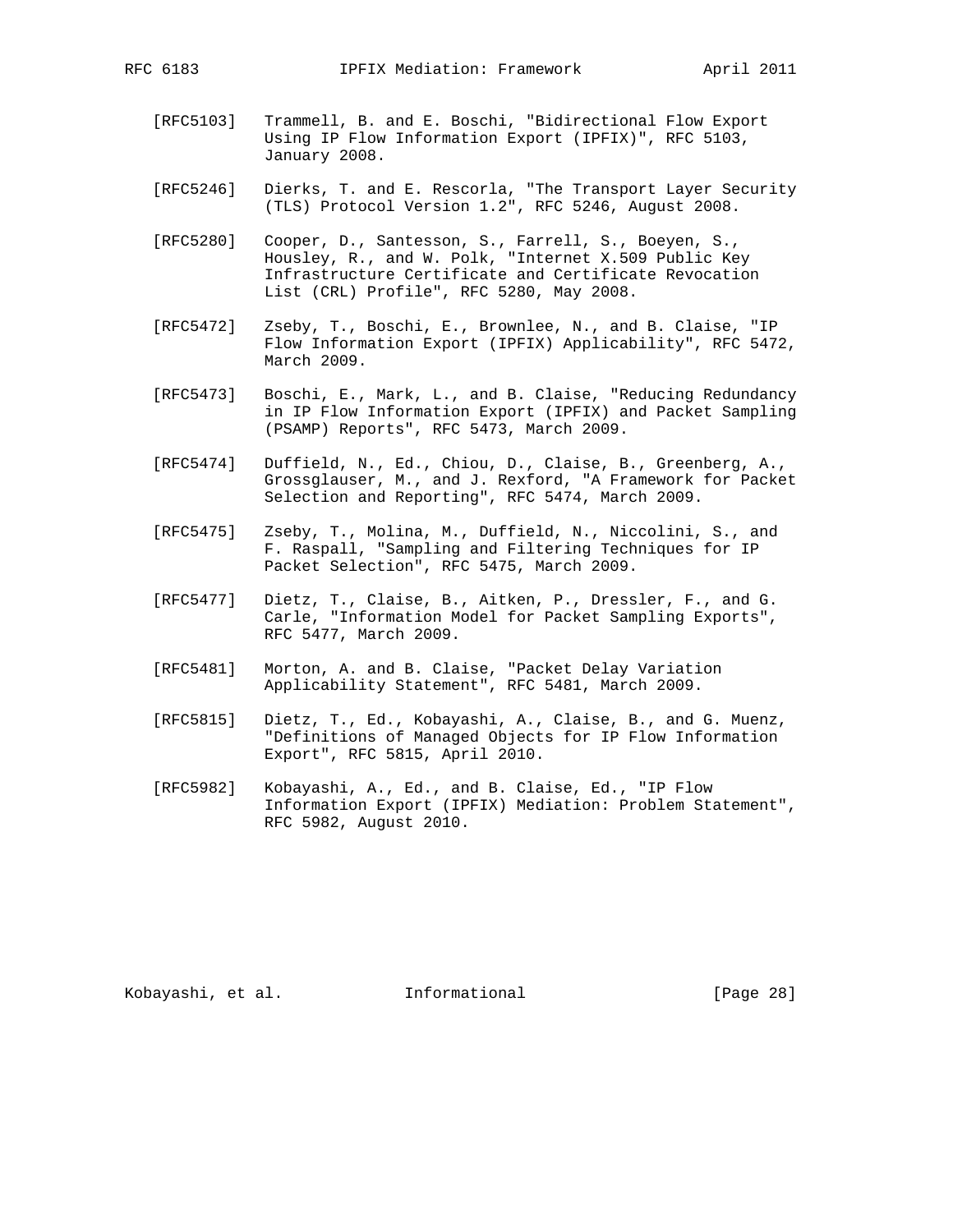[RFC5103] Trammell, B. and E. Boschi, "Bidirectional Flow Export Using IP Flow Information Export (IPFIX)", RFC 5103, January 2008.

[RFC5246] Dierks, T. and E. Rescorla, "The Transport Layer Security (TLS) Protocol Version 1.2", RFC 5246, August 2008.

[RFC5280] Cooper, D., Santesson, S., Farrell, S., Boeyen, S., Housley, R., and W. Polk, "Internet X.509 Public Key Infrastructure Certificate and Certificate Revocation List (CRL) Profile", RFC 5280, May 2008.

[RFC5472] Zseby, T., Boschi, E., Brownlee, N., and B. Claise, "IP Flow Information Export (IPFIX) Applicability", RFC 5472, March 2009.

[RFC5473] Boschi, E., Mark, L., and B. Claise, "Reducing Redundancy in IP Flow Information Export (IPFIX) and Packet Sampling (PSAMP) Reports", RFC 5473, March 2009.

[RFC5474] Duffield, N., Ed., Chiou, D., Claise, B., Greenberg, A., Grossglauser, M., and J. Rexford, "A Framework for Packet Selection and Reporting", RFC 5474, March 2009.

[RFC5475] Zseby, T., Molina, M., Duffield, N., Niccolini, S., and F. Raspall, "Sampling and Filtering Techniques for IP Packet Selection", RFC 5475, March 2009.

[RFC5477] Dietz, T., Claise, B., Aitken, P., Dressler, F., and G. Carle, "Information Model for Packet Sampling Exports", RFC 5477, March 2009.

[RFC5481] Morton, A. and B. Claise, "Packet Delay Variation Applicability Statement", RFC 5481, March 2009.

[RFC5815] Dietz, T., Ed., Kobayashi, A., Claise, B., and G. Muenz, "Definitions of Managed Objects for IP Flow Information Export", RFC 5815, April 2010.

[RFC5982] Kobayashi, A., Ed., and B. Claise, Ed., "IP Flow Information Export (IPFIX) Mediation: Problem Statement", RFC 5982, August 2010.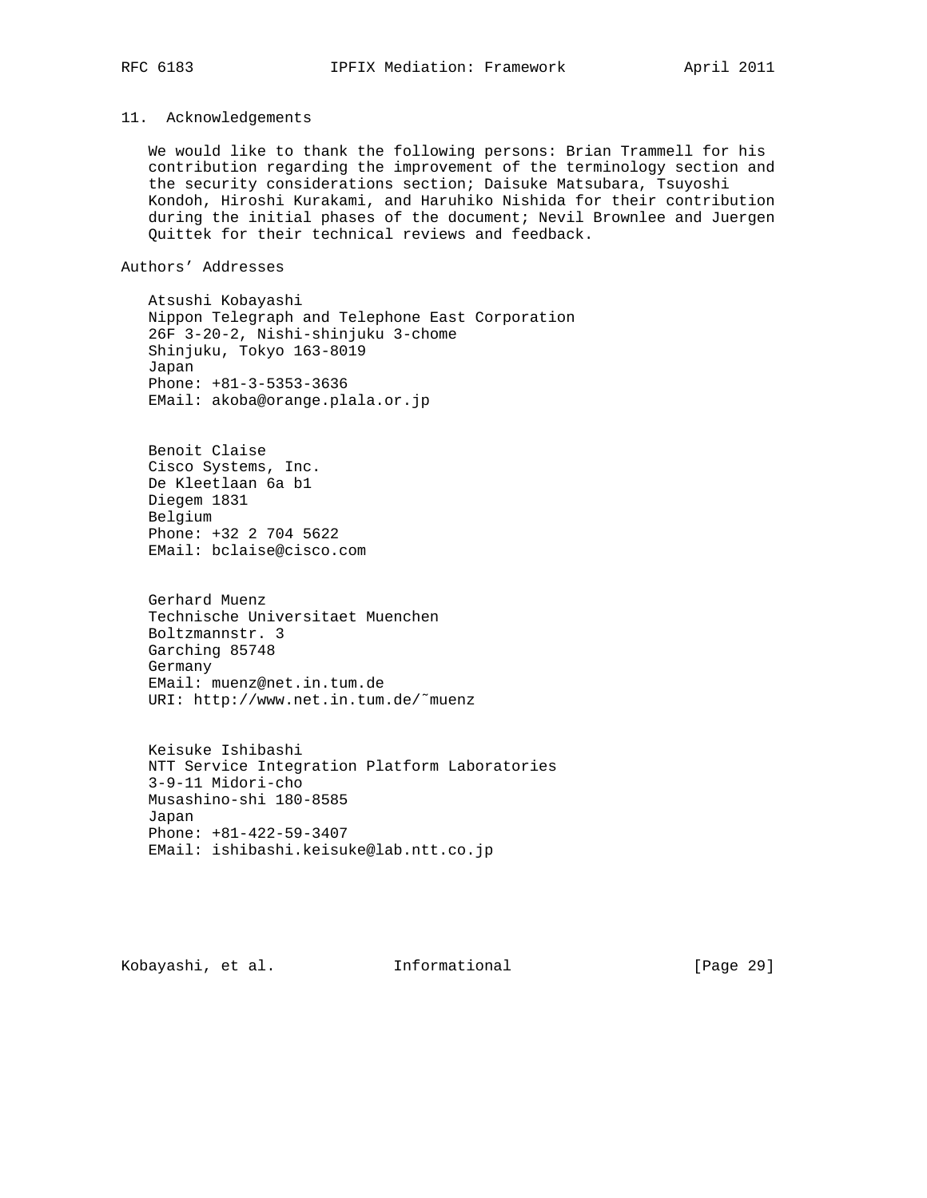## 11. Acknowledgements

We would like to thank the following persons: Brian Trammell for his contribution regarding the improvement of the terminology section and the security considerations section; Daisuke Matsubara, Tsuyoshi Kondoh, Hiroshi Kurakami, and Haruhiko Nishida for their contribution during the initial phases of the document; Nevil Brownlee and Juergen Quittek for their technical reviews and feedback.

## Authors' Addresses

Atsushi Kobayashi
Nippon Telegraph and Telephone East Corporation
26F 3-20-2, Nishi-shinjuku 3-chome
Shinjuku, Tokyo 163-8019
Japan
Phone: +81-3-5353-3636
EMail: akoba@orange.plala.or.jp

Benoit Claise
Cisco Systems, Inc.
De Kleetlaan 6a b1
Diegem 1831
Belgium
Phone: +32 2 704 5622
EMail: bclaise@cisco.com

Gerhard Muenz
Technische Universitaet Muenchen
Boltzmannstr. 3
Garching 85748
Germany
EMail: muenz@net.in.tum.de
URI: http://www.net.in.tum.de/~muenz

Keisuke Ishibashi
NTT Service Integration Platform Laboratories
3-9-11 Midori-cho
Musashino-shi 180-8585
Japan
Phone: +81-422-59-3407
EMail: ishibashi.keisuke@lab.ntt.co.jp